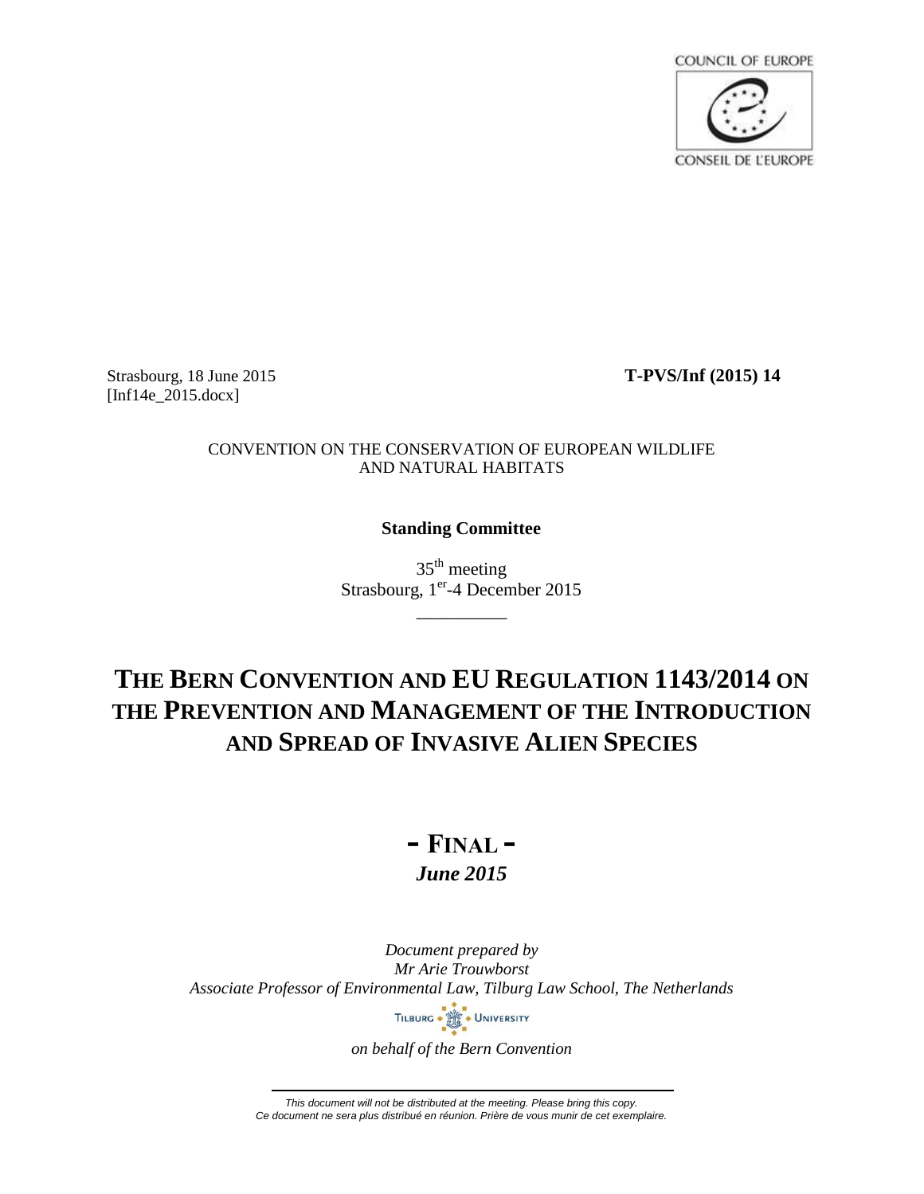COUNCIL OF EUROPE

CONSEIL DE L'EUROPE

Strasbourg, 18 June 2015
[Inf14e_2015.docx]

**T-PVS/Inf (2015) 14**

CONVENTION ON THE CONSERVATION OF EUROPEAN WILDLIFE AND NATURAL HABITATS

**Standing Committee**

35th meeting
Strasbourg, 1er-4 December 2015

__________

# THE BERN CONVENTION AND EU REGULATION 1143/2014 ON THE PREVENTION AND MANAGEMENT OF THE INTRODUCTION AND SPREAD OF INVASIVE ALIEN SPECIES

## - FINAL -

***June 2015***

*Document prepared by*
*Mr Arie Trouwborst*
*Associate Professor of Environmental Law, Tilburg Law School, The Netherlands*

TILBURG UNIVERSITY

*on behalf of the Bern Convention*

*This document will not be distributed at the meeting. Please bring this copy.*
*Ce document ne sera plus distribué en réunion. Prière de vous munir de cet exemplaire.*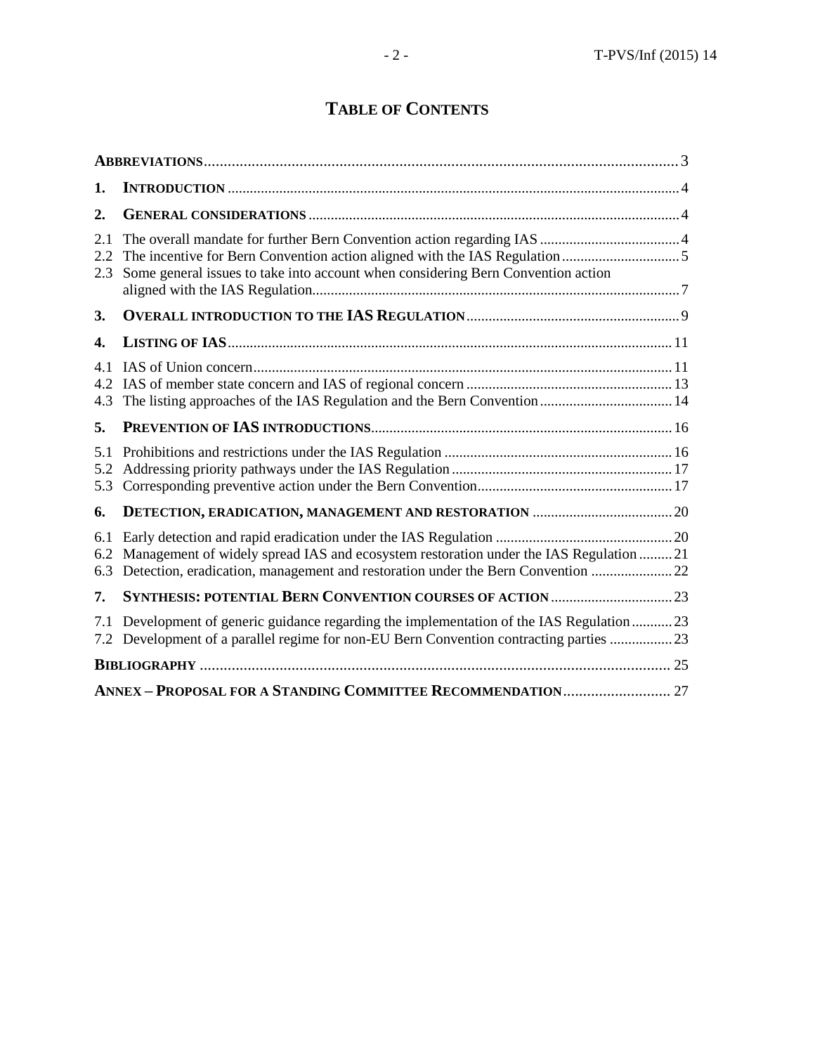# Table of Contents

| | | |
|---|---|---|
| **ABBREVIATIONS** | | 3 |
| **1.** | **INTRODUCTION** | 4 |
| **2.** | **GENERAL CONSIDERATIONS** | 4 |
| 2.1 | The overall mandate for further Bern Convention action regarding IAS | 4 |
| 2.2 | The incentive for Bern Convention action aligned with the IAS Regulation | 5 |
| 2.3 | Some general issues to take into account when considering Bern Convention action aligned with the IAS Regulation | 7 |
| **3.** | **OVERALL INTRODUCTION TO THE IAS REGULATION** | 9 |
| **4.** | **LISTING OF IAS** | 11 |
| 4.1 | IAS of Union concern | 11 |
| 4.2 | IAS of member state concern and IAS of regional concern | 13 |
| 4.3 | The listing approaches of the IAS Regulation and the Bern Convention | 14 |
| **5.** | **PREVENTION OF IAS INTRODUCTIONS** | 16 |
| 5.1 | Prohibitions and restrictions under the IAS Regulation | 16 |
| 5.2 | Addressing priority pathways under the IAS Regulation | 17 |
| 5.3 | Corresponding preventive action under the Bern Convention | 17 |
| **6.** | **DETECTION, ERADICATION, MANAGEMENT AND RESTORATION** | 20 |
| 6.1 | Early detection and rapid eradication under the IAS Regulation | 20 |
| 6.2 | Management of widely spread IAS and ecosystem restoration under the IAS Regulation | 21 |
| 6.3 | Detection, eradication, management and restoration under the Bern Convention | 22 |
| **7.** | **SYNTHESIS: POTENTIAL BERN CONVENTION COURSES OF ACTION** | 23 |
| 7.1 | Development of generic guidance regarding the implementation of the IAS Regulation | 23 |
| 7.2 | Development of a parallel regime for non-EU Bern Convention contracting parties | 23 |
| **BIBLIOGRAPHY** | | 25 |
| **ANNEX – PROPOSAL FOR A STANDING COMMITTEE RECOMMENDATION** | | 27 |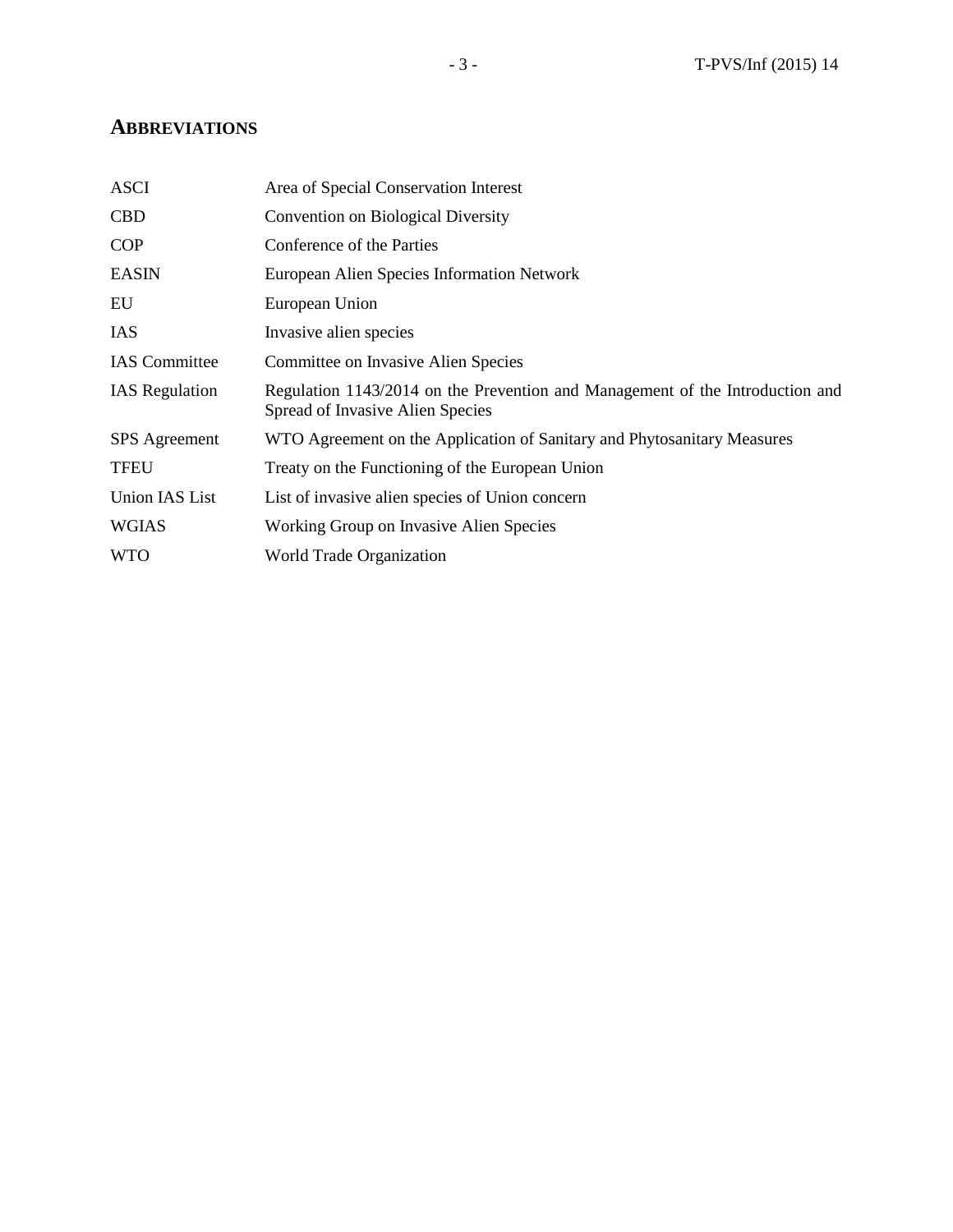## ABBREVIATIONS

| | |
|---|---|
| ASCI | Area of Special Conservation Interest |
| CBD | Convention on Biological Diversity |
| COP | Conference of the Parties |
| EASIN | European Alien Species Information Network |
| EU | European Union |
| IAS | Invasive alien species |
| IAS Committee | Committee on Invasive Alien Species |
| IAS Regulation | Regulation 1143/2014 on the Prevention and Management of the Introduction and Spread of Invasive Alien Species |
| SPS Agreement | WTO Agreement on the Application of Sanitary and Phytosanitary Measures |
| TFEU | Treaty on the Functioning of the European Union |
| Union IAS List | List of invasive alien species of Union concern |
| WGIAS | Working Group on Invasive Alien Species |
| WTO | World Trade Organization |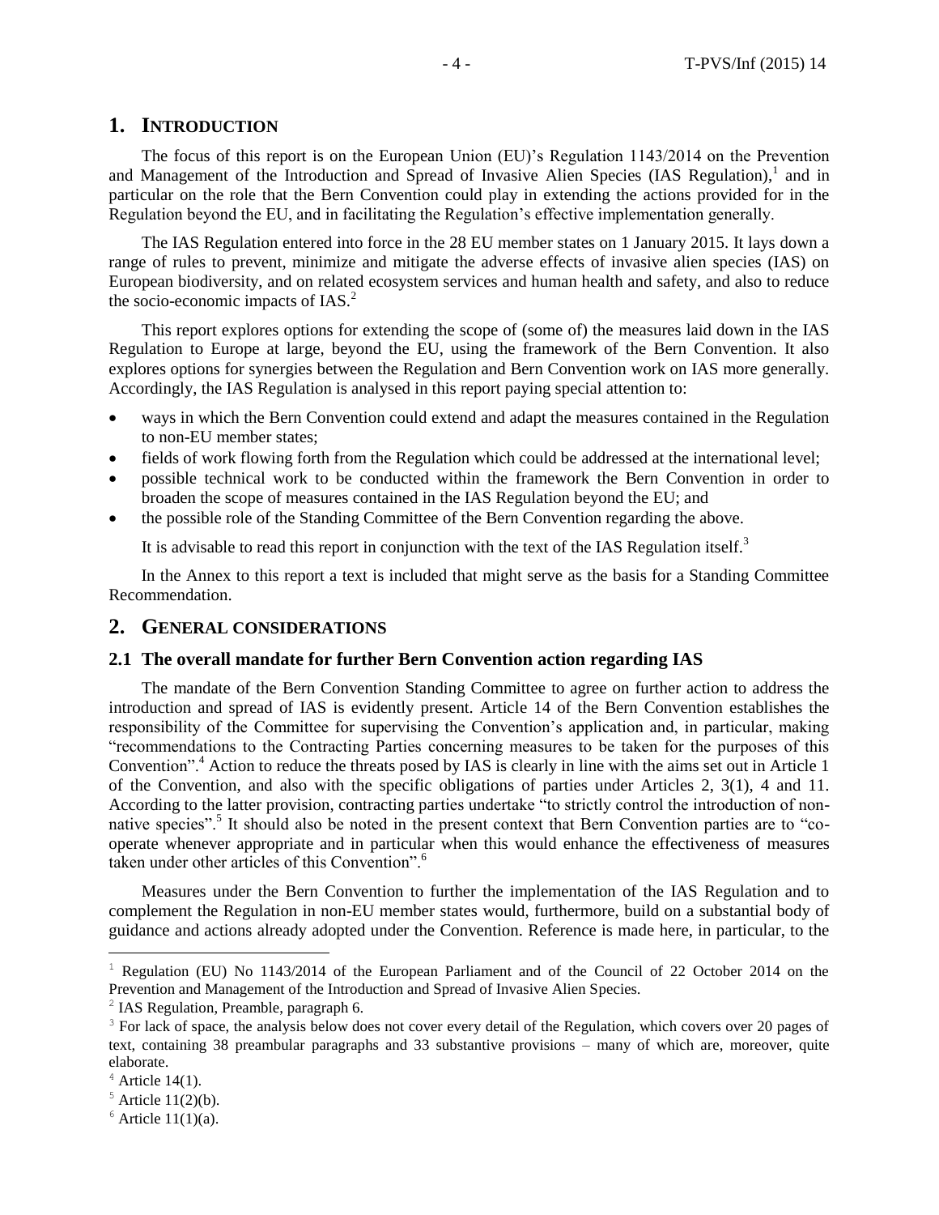## 1. INTRODUCTION

The focus of this report is on the European Union (EU)'s Regulation 1143/2014 on the Prevention and Management of the Introduction and Spread of Invasive Alien Species (IAS Regulation),[1] and in particular on the role that the Bern Convention could play in extending the actions provided for in the Regulation beyond the EU, and in facilitating the Regulation's effective implementation generally.

The IAS Regulation entered into force in the 28 EU member states on 1 January 2015. It lays down a range of rules to prevent, minimize and mitigate the adverse effects of invasive alien species (IAS) on European biodiversity, and on related ecosystem services and human health and safety, and also to reduce the socio-economic impacts of IAS.[2]

This report explores options for extending the scope of (some of) the measures laid down in the IAS Regulation to Europe at large, beyond the EU, using the framework of the Bern Convention. It also explores options for synergies between the Regulation and Bern Convention work on IAS more generally. Accordingly, the IAS Regulation is analysed in this report paying special attention to:

- ways in which the Bern Convention could extend and adapt the measures contained in the Regulation to non-EU member states;
- fields of work flowing forth from the Regulation which could be addressed at the international level;
- possible technical work to be conducted within the framework the Bern Convention in order to broaden the scope of measures contained in the IAS Regulation beyond the EU; and
- the possible role of the Standing Committee of the Bern Convention regarding the above.

It is advisable to read this report in conjunction with the text of the IAS Regulation itself.[3]

In the Annex to this report a text is included that might serve as the basis for a Standing Committee Recommendation.

## 2. GENERAL CONSIDERATIONS

### 2.1 The overall mandate for further Bern Convention action regarding IAS

The mandate of the Bern Convention Standing Committee to agree on further action to address the introduction and spread of IAS is evidently present. Article 14 of the Bern Convention establishes the responsibility of the Committee for supervising the Convention's application and, in particular, making "recommendations to the Contracting Parties concerning measures to be taken for the purposes of this Convention".[4] Action to reduce the threats posed by IAS is clearly in line with the aims set out in Article 1 of the Convention, and also with the specific obligations of parties under Articles 2, 3(1), 4 and 11. According to the latter provision, contracting parties undertake "to strictly control the introduction of non-native species".[5] It should also be noted in the present context that Bern Convention parties are to "co-operate whenever appropriate and in particular when this would enhance the effectiveness of measures taken under other articles of this Convention".[6]

Measures under the Bern Convention to further the implementation of the IAS Regulation and to complement the Regulation in non-EU member states would, furthermore, build on a substantial body of guidance and actions already adopted under the Convention. Reference is made here, in particular, to the

---

[1] Regulation (EU) No 1143/2014 of the European Parliament and of the Council of 22 October 2014 on the Prevention and Management of the Introduction and Spread of Invasive Alien Species.

[2] IAS Regulation, Preamble, paragraph 6.

[3] For lack of space, the analysis below does not cover every detail of the Regulation, which covers over 20 pages of text, containing 38 preambular paragraphs and 33 substantive provisions – many of which are, moreover, quite elaborate.

[4] Article 14(1).

[5] Article 11(2)(b).

[6] Article 11(1)(a).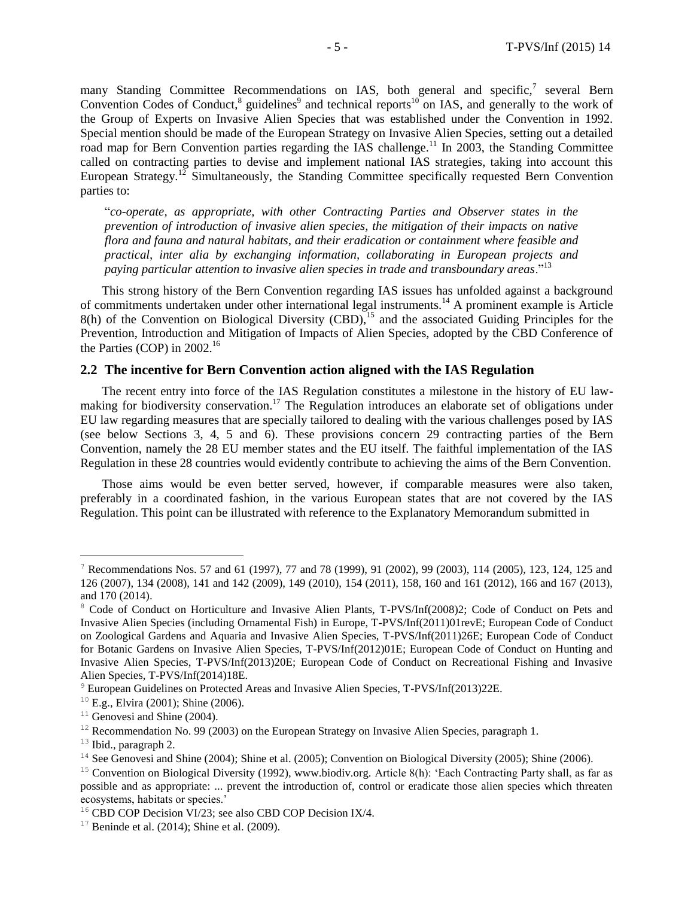many Standing Committee Recommendations on IAS, both general and specific,[7] several Bern Convention Codes of Conduct,[8] guidelines[9] and technical reports[10] on IAS, and generally to the work of the Group of Experts on Invasive Alien Species that was established under the Convention in 1992. Special mention should be made of the European Strategy on Invasive Alien Species, setting out a detailed road map for Bern Convention parties regarding the IAS challenge.[11] In 2003, the Standing Committee called on contracting parties to devise and implement national IAS strategies, taking into account this European Strategy.[12] Simultaneously, the Standing Committee specifically requested Bern Convention parties to:

> "*co-operate, as appropriate, with other Contracting Parties and Observer states in the prevention of introduction of invasive alien species, the mitigation of their impacts on native flora and fauna and natural habitats, and their eradication or containment where feasible and practical, inter alia by exchanging information, collaborating in European projects and paying particular attention to invasive alien species in trade and transboundary areas*."[13]

This strong history of the Bern Convention regarding IAS issues has unfolded against a background of commitments undertaken under other international legal instruments.[14] A prominent example is Article 8(h) of the Convention on Biological Diversity (CBD),[15] and the associated Guiding Principles for the Prevention, Introduction and Mitigation of Impacts of Alien Species, adopted by the CBD Conference of the Parties (COP) in 2002.[16]

## 2.2 The incentive for Bern Convention action aligned with the IAS Regulation

The recent entry into force of the IAS Regulation constitutes a milestone in the history of EU law-making for biodiversity conservation.[17] The Regulation introduces an elaborate set of obligations under EU law regarding measures that are specially tailored to dealing with the various challenges posed by IAS (see below Sections 3, 4, 5 and 6). These provisions concern 29 contracting parties of the Bern Convention, namely the 28 EU member states and the EU itself. The faithful implementation of the IAS Regulation in these 28 countries would evidently contribute to achieving the aims of the Bern Convention.

Those aims would be even better served, however, if comparable measures were also taken, preferably in a coordinated fashion, in the various European states that are not covered by the IAS Regulation. This point can be illustrated with reference to the Explanatory Memorandum submitted in

---

[7] Recommendations Nos. 57 and 61 (1997), 77 and 78 (1999), 91 (2002), 99 (2003), 114 (2005), 123, 124, 125 and 126 (2007), 134 (2008), 141 and 142 (2009), 149 (2010), 154 (2011), 158, 160 and 161 (2012), 166 and 167 (2013), and 170 (2014).

[8] Code of Conduct on Horticulture and Invasive Alien Plants, T-PVS/Inf(2008)2; Code of Conduct on Pets and Invasive Alien Species (including Ornamental Fish) in Europe, T-PVS/Inf(2011)01revE; European Code of Conduct on Zoological Gardens and Aquaria and Invasive Alien Species, T-PVS/Inf(2011)26E; European Code of Conduct for Botanic Gardens on Invasive Alien Species, T-PVS/Inf(2012)01E; European Code of Conduct on Hunting and Invasive Alien Species, T-PVS/Inf(2013)20E; European Code of Conduct on Recreational Fishing and Invasive Alien Species, T-PVS/Inf(2014)18E.

[9] European Guidelines on Protected Areas and Invasive Alien Species, T-PVS/Inf(2013)22E.

[10] E.g., Elvira (2001); Shine (2006).

[11] Genovesi and Shine (2004).

[12] Recommendation No. 99 (2003) on the European Strategy on Invasive Alien Species, paragraph 1.

[13] Ibid., paragraph 2.

[14] See Genovesi and Shine (2004); Shine et al. (2005); Convention on Biological Diversity (2005); Shine (2006).

[15] Convention on Biological Diversity (1992), www.biodiv.org. Article 8(h): 'Each Contracting Party shall, as far as possible and as appropriate: ... prevent the introduction of, control or eradicate those alien species which threaten ecosystems, habitats or species.'

[16] CBD COP Decision VI/23; see also CBD COP Decision IX/4.

[17] Beninde et al. (2014); Shine et al. (2009).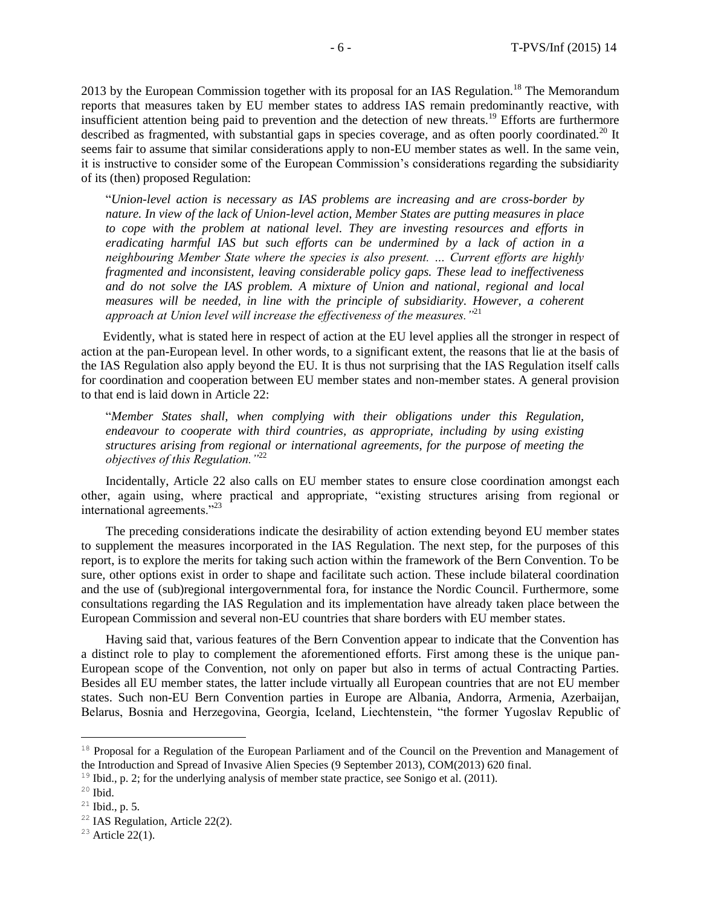2013 by the European Commission together with its proposal for an IAS Regulation.[18] The Memorandum reports that measures taken by EU member states to address IAS remain predominantly reactive, with insufficient attention being paid to prevention and the detection of new threats.[19] Efforts are furthermore described as fragmented, with substantial gaps in species coverage, and as often poorly coordinated.[20] It seems fair to assume that similar considerations apply to non-EU member states as well. In the same vein, it is instructive to consider some of the European Commission's considerations regarding the subsidiarity of its (then) proposed Regulation:

> "*Union-level action is necessary as IAS problems are increasing and are cross-border by nature. In view of the lack of Union-level action, Member States are putting measures in place to cope with the problem at national level. They are investing resources and efforts in eradicating harmful IAS but such efforts can be undermined by a lack of action in a neighbouring Member State where the species is also present. … Current efforts are highly fragmented and inconsistent, leaving considerable policy gaps. These lead to ineffectiveness and do not solve the IAS problem. A mixture of Union and national, regional and local measures will be needed, in line with the principle of subsidiarity. However, a coherent approach at Union level will increase the effectiveness of the measures.*"[21]

Evidently, what is stated here in respect of action at the EU level applies all the stronger in respect of action at the pan-European level. In other words, to a significant extent, the reasons that lie at the basis of the IAS Regulation also apply beyond the EU. It is thus not surprising that the IAS Regulation itself calls for coordination and cooperation between EU member states and non-member states. A general provision to that end is laid down in Article 22:

> "*Member States shall, when complying with their obligations under this Regulation, endeavour to cooperate with third countries, as appropriate, including by using existing structures arising from regional or international agreements, for the purpose of meeting the objectives of this Regulation.*"[22]

Incidentally, Article 22 also calls on EU member states to ensure close coordination amongst each other, again using, where practical and appropriate, "existing structures arising from regional or international agreements."[23]

The preceding considerations indicate the desirability of action extending beyond EU member states to supplement the measures incorporated in the IAS Regulation. The next step, for the purposes of this report, is to explore the merits for taking such action within the framework of the Bern Convention. To be sure, other options exist in order to shape and facilitate such action. These include bilateral coordination and the use of (sub)regional intergovernmental fora, for instance the Nordic Council. Furthermore, some consultations regarding the IAS Regulation and its implementation have already taken place between the European Commission and several non-EU countries that share borders with EU member states.

Having said that, various features of the Bern Convention appear to indicate that the Convention has a distinct role to play to complement the aforementioned efforts. First among these is the unique pan-European scope of the Convention, not only on paper but also in terms of actual Contracting Parties. Besides all EU member states, the latter include virtually all European countries that are not EU member states. Such non-EU Bern Convention parties in Europe are Albania, Andorra, Armenia, Azerbaijan, Belarus, Bosnia and Herzegovina, Georgia, Iceland, Liechtenstein, "the former Yugoslav Republic of

---

[18] Proposal for a Regulation of the European Parliament and of the Council on the Prevention and Management of the Introduction and Spread of Invasive Alien Species (9 September 2013), COM(2013) 620 final.

[19] Ibid., p. 2; for the underlying analysis of member state practice, see Sonigo et al. (2011).

[20] Ibid.

[21] Ibid., p. 5.

[22] IAS Regulation, Article 22(2).

[23] Article 22(1).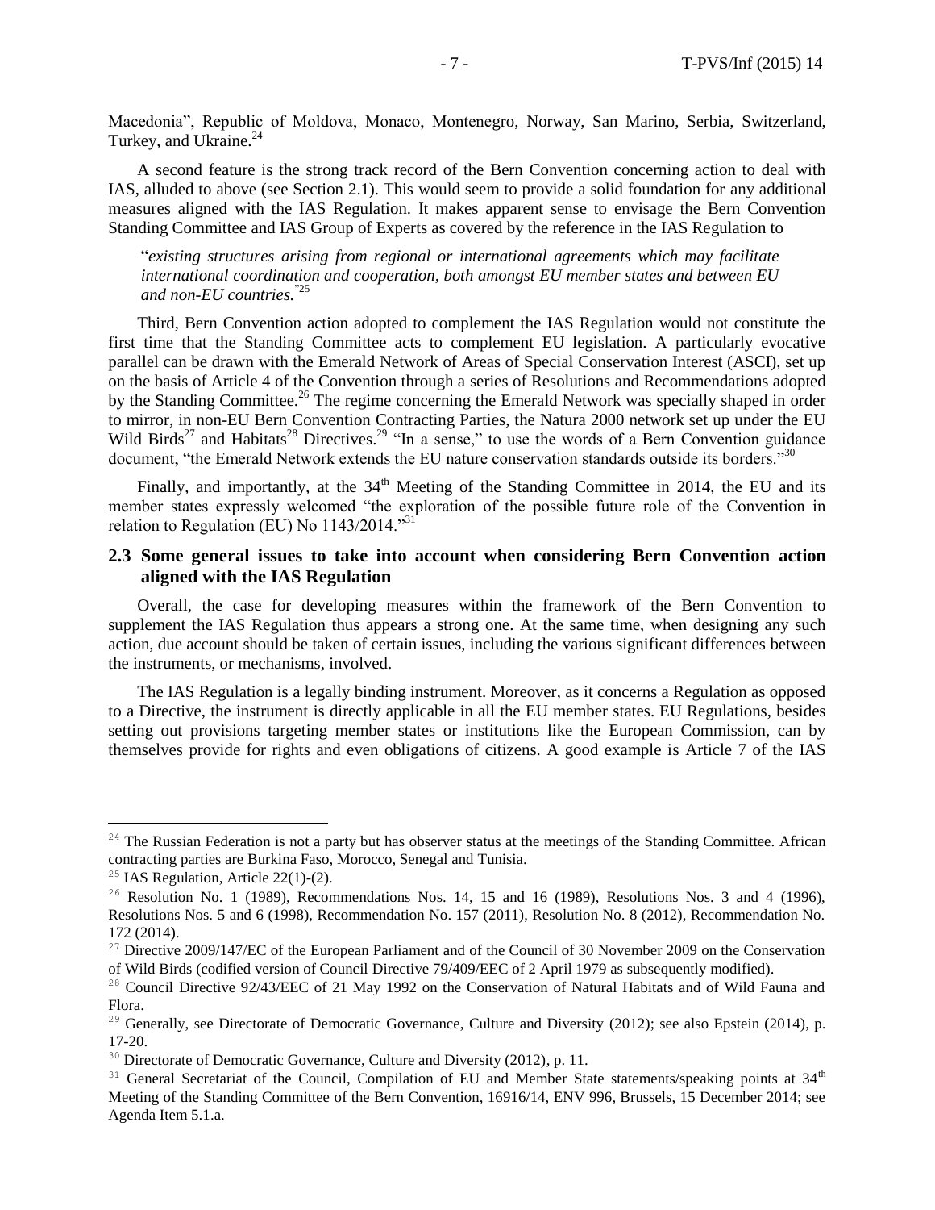Macedonia", Republic of Moldova, Monaco, Montenegro, Norway, San Marino, Serbia, Switzerland, Turkey, and Ukraine.[24]

A second feature is the strong track record of the Bern Convention concerning action to deal with IAS, alluded to above (see Section 2.1). This would seem to provide a solid foundation for any additional measures aligned with the IAS Regulation. It makes apparent sense to envisage the Bern Convention Standing Committee and IAS Group of Experts as covered by the reference in the IAS Regulation to

> "*existing structures arising from regional or international agreements which may facilitate international coordination and cooperation, both amongst EU member states and between EU and non-EU countries.*"[25]

Third, Bern Convention action adopted to complement the IAS Regulation would not constitute the first time that the Standing Committee acts to complement EU legislation. A particularly evocative parallel can be drawn with the Emerald Network of Areas of Special Conservation Interest (ASCI), set up on the basis of Article 4 of the Convention through a series of Resolutions and Recommendations adopted by the Standing Committee.[26] The regime concerning the Emerald Network was specially shaped in order to mirror, in non-EU Bern Convention Contracting Parties, the Natura 2000 network set up under the EU Wild Birds[27] and Habitats[28] Directives.[29] "In a sense," to use the words of a Bern Convention guidance document, "the Emerald Network extends the EU nature conservation standards outside its borders."[30]

Finally, and importantly, at the 34th Meeting of the Standing Committee in 2014, the EU and its member states expressly welcomed "the exploration of the possible future role of the Convention in relation to Regulation (EU) No 1143/2014."[31]

### 2.3 Some general issues to take into account when considering Bern Convention action aligned with the IAS Regulation

Overall, the case for developing measures within the framework of the Bern Convention to supplement the IAS Regulation thus appears a strong one. At the same time, when designing any such action, due account should be taken of certain issues, including the various significant differences between the instruments, or mechanisms, involved.

The IAS Regulation is a legally binding instrument. Moreover, as it concerns a Regulation as opposed to a Directive, the instrument is directly applicable in all the EU member states. EU Regulations, besides setting out provisions targeting member states or institutions like the European Commission, can by themselves provide for rights and even obligations of citizens. A good example is Article 7 of the IAS

---

[24] The Russian Federation is not a party but has observer status at the meetings of the Standing Committee. African contracting parties are Burkina Faso, Morocco, Senegal and Tunisia.

[25] IAS Regulation, Article 22(1)-(2).

[26] Resolution No. 1 (1989), Recommendations Nos. 14, 15 and 16 (1989), Resolutions Nos. 3 and 4 (1996), Resolutions Nos. 5 and 6 (1998), Recommendation No. 157 (2011), Resolution No. 8 (2012), Recommendation No. 172 (2014).

[27] Directive 2009/147/EC of the European Parliament and of the Council of 30 November 2009 on the Conservation of Wild Birds (codified version of Council Directive 79/409/EEC of 2 April 1979 as subsequently modified).

[28] Council Directive 92/43/EEC of 21 May 1992 on the Conservation of Natural Habitats and of Wild Fauna and Flora.

[29] Generally, see Directorate of Democratic Governance, Culture and Diversity (2012); see also Epstein (2014), p. 17-20.

[30] Directorate of Democratic Governance, Culture and Diversity (2012), p. 11.

[31] General Secretariat of the Council, Compilation of EU and Member State statements/speaking points at 34th Meeting of the Standing Committee of the Bern Convention, 16916/14, ENV 996, Brussels, 15 December 2014; see Agenda Item 5.1.a.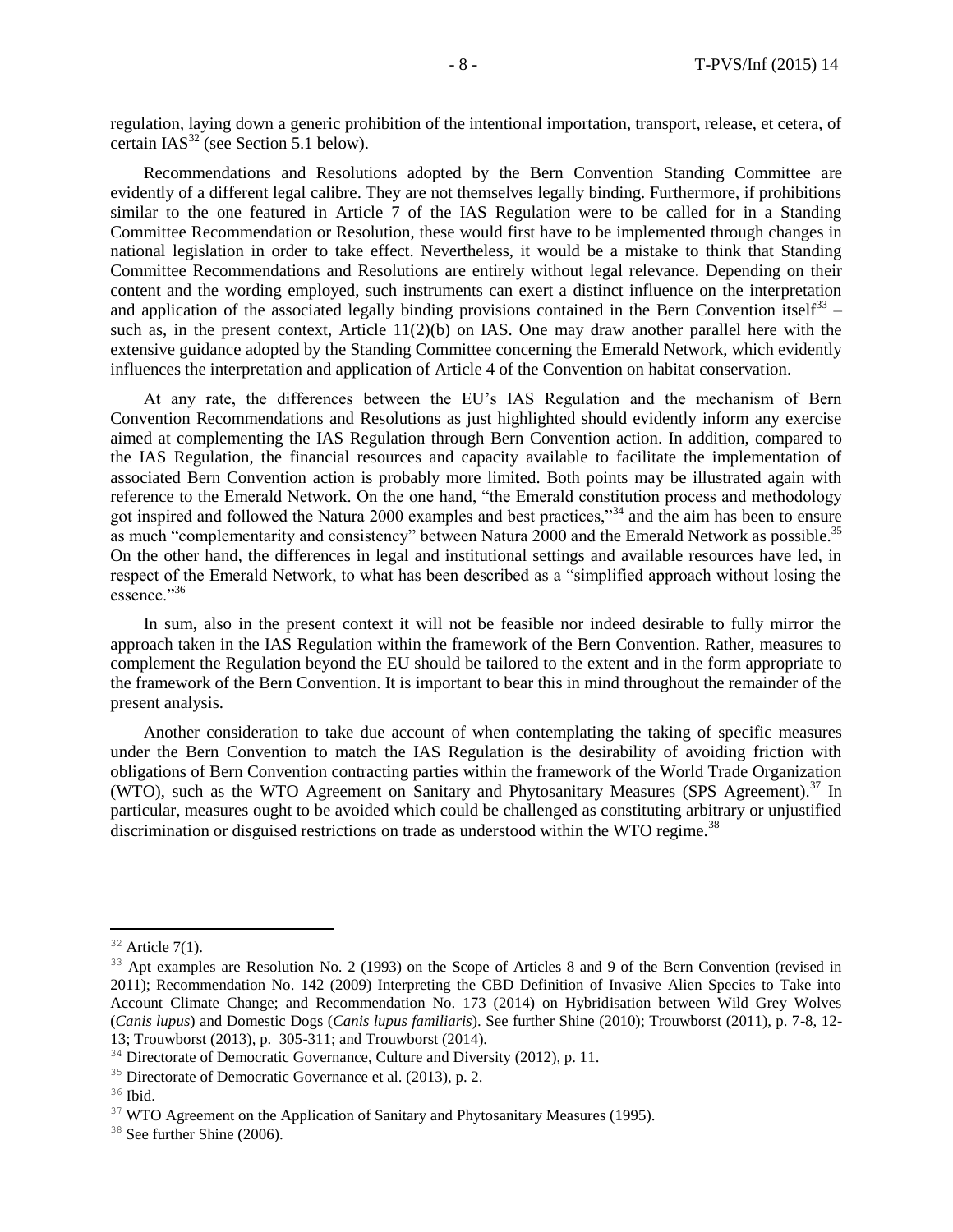regulation, laying down a generic prohibition of the intentional importation, transport, release, et cetera, of certain IAS[32] (see Section 5.1 below).

Recommendations and Resolutions adopted by the Bern Convention Standing Committee are evidently of a different legal calibre. They are not themselves legally binding. Furthermore, if prohibitions similar to the one featured in Article 7 of the IAS Regulation were to be called for in a Standing Committee Recommendation or Resolution, these would first have to be implemented through changes in national legislation in order to take effect. Nevertheless, it would be a mistake to think that Standing Committee Recommendations and Resolutions are entirely without legal relevance. Depending on their content and the wording employed, such instruments can exert a distinct influence on the interpretation and application of the associated legally binding provisions contained in the Bern Convention itself[33] – such as, in the present context, Article 11(2)(b) on IAS. One may draw another parallel here with the extensive guidance adopted by the Standing Committee concerning the Emerald Network, which evidently influences the interpretation and application of Article 4 of the Convention on habitat conservation.

At any rate, the differences between the EU's IAS Regulation and the mechanism of Bern Convention Recommendations and Resolutions as just highlighted should evidently inform any exercise aimed at complementing the IAS Regulation through Bern Convention action. In addition, compared to the IAS Regulation, the financial resources and capacity available to facilitate the implementation of associated Bern Convention action is probably more limited. Both points may be illustrated again with reference to the Emerald Network. On the one hand, "the Emerald constitution process and methodology got inspired and followed the Natura 2000 examples and best practices,"[34] and the aim has been to ensure as much "complementarity and consistency" between Natura 2000 and the Emerald Network as possible.[35] On the other hand, the differences in legal and institutional settings and available resources have led, in respect of the Emerald Network, to what has been described as a "simplified approach without losing the essence."[36]

In sum, also in the present context it will not be feasible nor indeed desirable to fully mirror the approach taken in the IAS Regulation within the framework of the Bern Convention. Rather, measures to complement the Regulation beyond the EU should be tailored to the extent and in the form appropriate to the framework of the Bern Convention. It is important to bear this in mind throughout the remainder of the present analysis.

Another consideration to take due account of when contemplating the taking of specific measures under the Bern Convention to match the IAS Regulation is the desirability of avoiding friction with obligations of Bern Convention contracting parties within the framework of the World Trade Organization (WTO), such as the WTO Agreement on Sanitary and Phytosanitary Measures (SPS Agreement).[37] In particular, measures ought to be avoided which could be challenged as constituting arbitrary or unjustified discrimination or disguised restrictions on trade as understood within the WTO regime.[38]

---

[32] Article 7(1).

[33] Apt examples are Resolution No. 2 (1993) on the Scope of Articles 8 and 9 of the Bern Convention (revised in 2011); Recommendation No. 142 (2009) Interpreting the CBD Definition of Invasive Alien Species to Take into Account Climate Change; and Recommendation No. 173 (2014) on Hybridisation between Wild Grey Wolves (*Canis lupus*) and Domestic Dogs (*Canis lupus familiaris*). See further Shine (2010); Trouwborst (2011), p. 7-8, 12-13; Trouwborst (2013), p. 305-311; and Trouwborst (2014).

[34] Directorate of Democratic Governance, Culture and Diversity (2012), p. 11.

[35] Directorate of Democratic Governance et al. (2013), p. 2.

[36] Ibid.

[37] WTO Agreement on the Application of Sanitary and Phytosanitary Measures (1995).

[38] See further Shine (2006).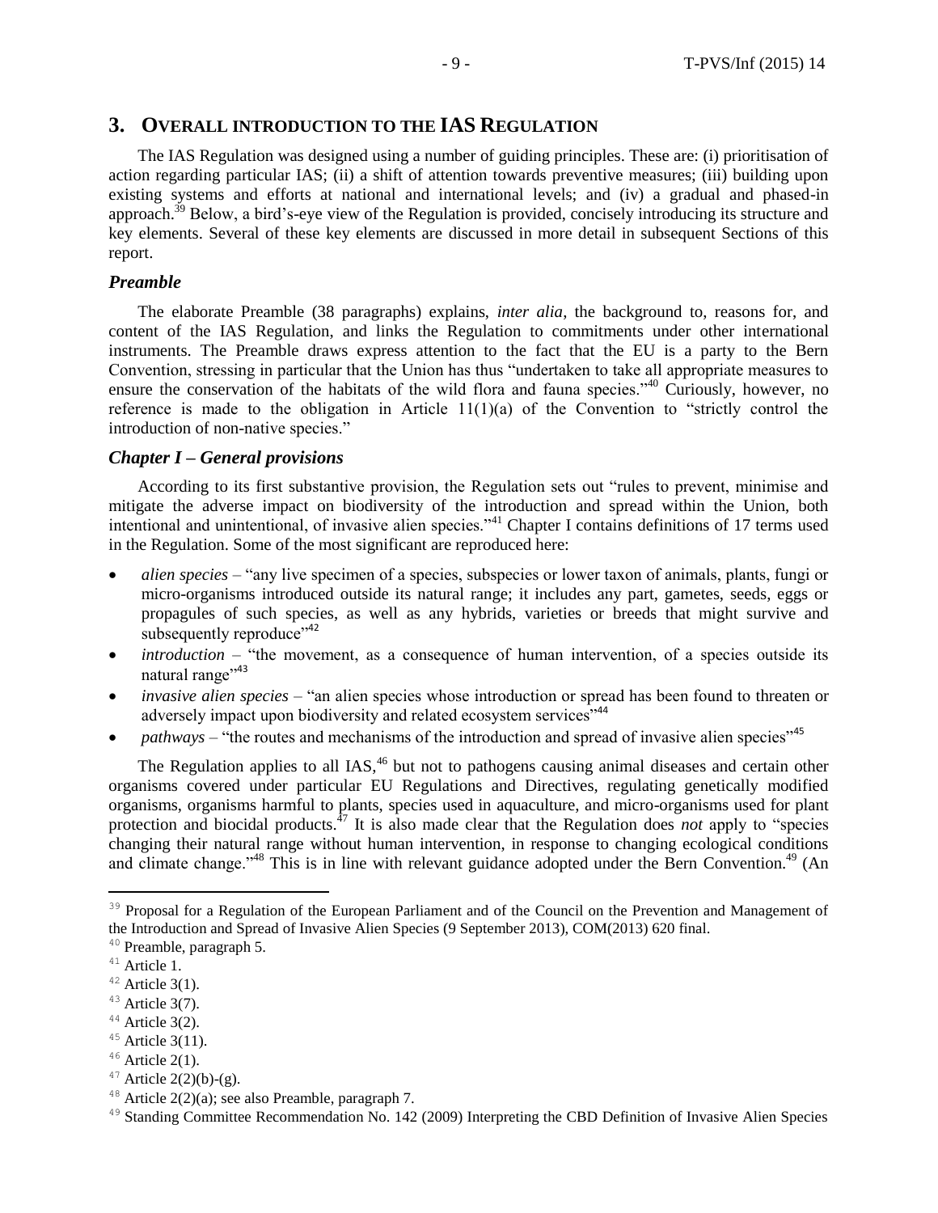## 3. Overall introduction to the IAS Regulation

The IAS Regulation was designed using a number of guiding principles. These are: (i) prioritisation of action regarding particular IAS; (ii) a shift of attention towards preventive measures; (iii) building upon existing systems and efforts at national and international levels; and (iv) a gradual and phased-in approach.[39] Below, a bird's-eye view of the Regulation is provided, concisely introducing its structure and key elements. Several of these key elements are discussed in more detail in subsequent Sections of this report.

### *Preamble*

The elaborate Preamble (38 paragraphs) explains, *inter alia*, the background to, reasons for, and content of the IAS Regulation, and links the Regulation to commitments under other international instruments. The Preamble draws express attention to the fact that the EU is a party to the Bern Convention, stressing in particular that the Union has thus "undertaken to take all appropriate measures to ensure the conservation of the habitats of the wild flora and fauna species."[40] Curiously, however, no reference is made to the obligation in Article 11(1)(a) of the Convention to "strictly control the introduction of non-native species."

### *Chapter I – General provisions*

According to its first substantive provision, the Regulation sets out "rules to prevent, minimise and mitigate the adverse impact on biodiversity of the introduction and spread within the Union, both intentional and unintentional, of invasive alien species."[41] Chapter I contains definitions of 17 terms used in the Regulation. Some of the most significant are reproduced here:

- *alien species* – "any live specimen of a species, subspecies or lower taxon of animals, plants, fungi or micro-organisms introduced outside its natural range; it includes any part, gametes, seeds, eggs or propagules of such species, as well as any hybrids, varieties or breeds that might survive and subsequently reproduce"[42]
- *introduction* – "the movement, as a consequence of human intervention, of a species outside its natural range"[43]
- *invasive alien species* – "an alien species whose introduction or spread has been found to threaten or adversely impact upon biodiversity and related ecosystem services"[44]
- *pathways* – "the routes and mechanisms of the introduction and spread of invasive alien species"[45]

The Regulation applies to all IAS,[46] but not to pathogens causing animal diseases and certain other organisms covered under particular EU Regulations and Directives, regulating genetically modified organisms, organisms harmful to plants, species used in aquaculture, and micro-organisms used for plant protection and biocidal products.[47] It is also made clear that the Regulation does *not* apply to "species changing their natural range without human intervention, in response to changing ecological conditions and climate change."[48] This is in line with relevant guidance adopted under the Bern Convention.[49] (An

---

[39] Proposal for a Regulation of the European Parliament and of the Council on the Prevention and Management of the Introduction and Spread of Invasive Alien Species (9 September 2013), COM(2013) 620 final.

[40] Preamble, paragraph 5.

[41] Article 1.

[42] Article 3(1).

[43] Article 3(7).

[44] Article 3(2).

[45] Article 3(11).

[46] Article 2(1).

[47] Article 2(2)(b)-(g).

[48] Article 2(2)(a); see also Preamble, paragraph 7.

[49] Standing Committee Recommendation No. 142 (2009) Interpreting the CBD Definition of Invasive Alien Species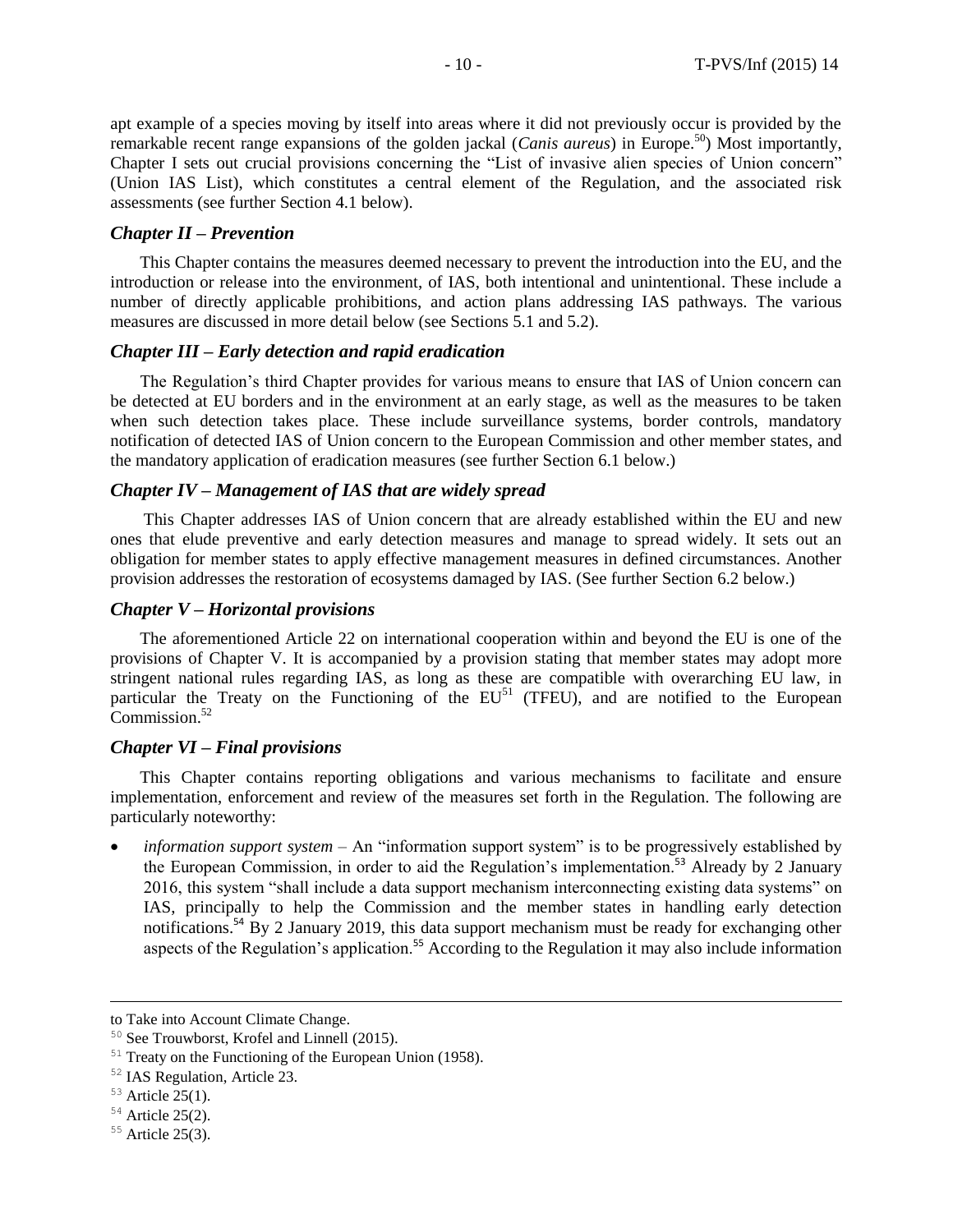apt example of a species moving by itself into areas where it did not previously occur is provided by the remarkable recent range expansions of the golden jackal (*Canis aureus*) in Europe.[50]) Most importantly, Chapter I sets out crucial provisions concerning the "List of invasive alien species of Union concern" (Union IAS List), which constitutes a central element of the Regulation, and the associated risk assessments (see further Section 4.1 below).

### *Chapter II – Prevention*

This Chapter contains the measures deemed necessary to prevent the introduction into the EU, and the introduction or release into the environment, of IAS, both intentional and unintentional. These include a number of directly applicable prohibitions, and action plans addressing IAS pathways. The various measures are discussed in more detail below (see Sections 5.1 and 5.2).

### *Chapter III – Early detection and rapid eradication*

The Regulation's third Chapter provides for various means to ensure that IAS of Union concern can be detected at EU borders and in the environment at an early stage, as well as the measures to be taken when such detection takes place. These include surveillance systems, border controls, mandatory notification of detected IAS of Union concern to the European Commission and other member states, and the mandatory application of eradication measures (see further Section 6.1 below.)

### *Chapter IV – Management of IAS that are widely spread*

This Chapter addresses IAS of Union concern that are already established within the EU and new ones that elude preventive and early detection measures and manage to spread widely. It sets out an obligation for member states to apply effective management measures in defined circumstances. Another provision addresses the restoration of ecosystems damaged by IAS. (See further Section 6.2 below.)

### *Chapter V – Horizontal provisions*

The aforementioned Article 22 on international cooperation within and beyond the EU is one of the provisions of Chapter V. It is accompanied by a provision stating that member states may adopt more stringent national rules regarding IAS, as long as these are compatible with overarching EU law, in particular the Treaty on the Functioning of the EU[51] (TFEU), and are notified to the European Commission.[52]

### *Chapter VI – Final provisions*

This Chapter contains reporting obligations and various mechanisms to facilitate and ensure implementation, enforcement and review of the measures set forth in the Regulation. The following are particularly noteworthy:

- *information support system* – An "information support system" is to be progressively established by the European Commission, in order to aid the Regulation's implementation.[53] Already by 2 January 2016, this system "shall include a data support mechanism interconnecting existing data systems" on IAS, principally to help the Commission and the member states in handling early detection notifications.[54] By 2 January 2019, this data support mechanism must be ready for exchanging other aspects of the Regulation's application.[55] According to the Regulation it may also include information

---

to Take into Account Climate Change.

[50] See Trouwborst, Krofel and Linnell (2015).

[51] Treaty on the Functioning of the European Union (1958).

[52] IAS Regulation, Article 23.

[53] Article 25(1).

[54] Article 25(2).

[55] Article 25(3).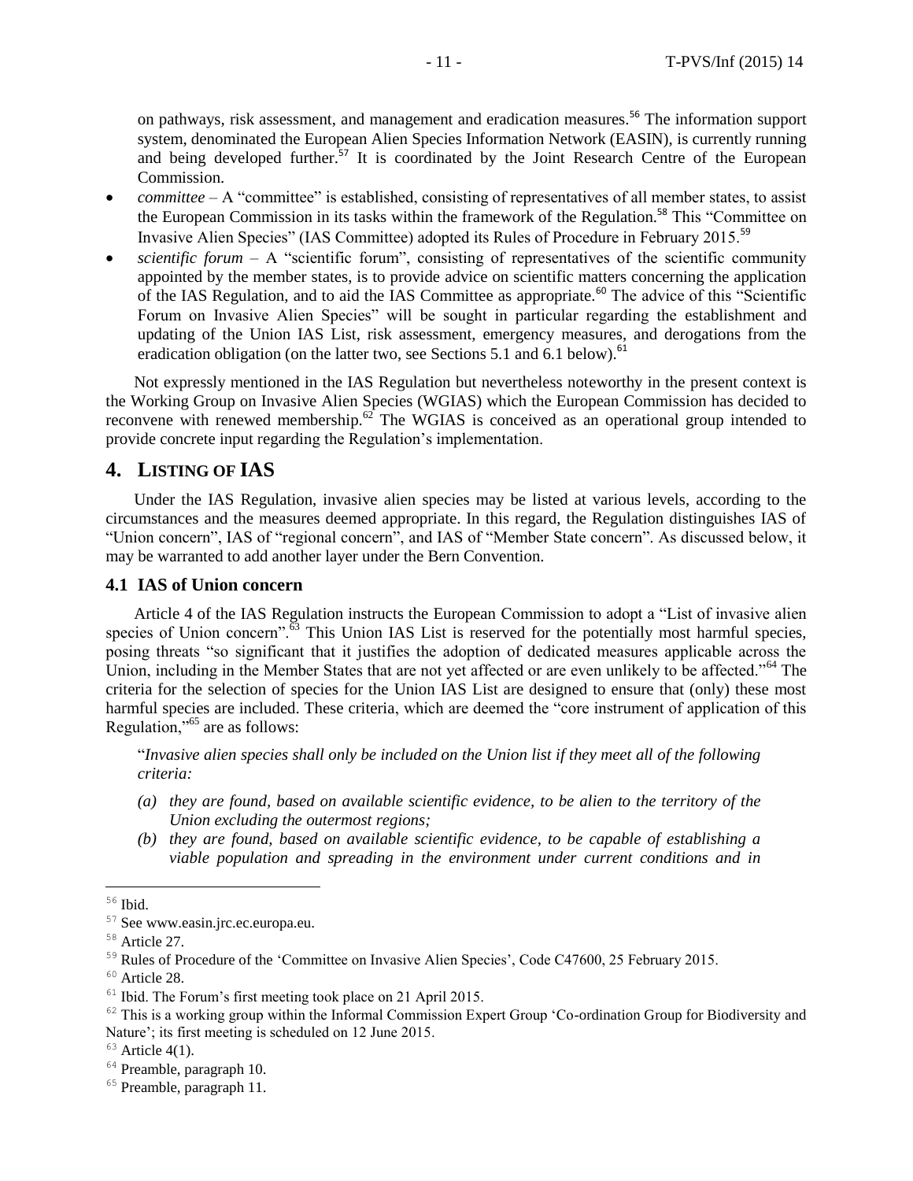on pathways, risk assessment, and management and eradication measures.[56] The information support system, denominated the European Alien Species Information Network (EASIN), is currently running and being developed further.[57] It is coordinated by the Joint Research Centre of the European Commission.

- *committee* – A "committee" is established, consisting of representatives of all member states, to assist the European Commission in its tasks within the framework of the Regulation.[58] This "Committee on Invasive Alien Species" (IAS Committee) adopted its Rules of Procedure in February 2015.[59]
- *scientific forum* – A "scientific forum", consisting of representatives of the scientific community appointed by the member states, is to provide advice on scientific matters concerning the application of the IAS Regulation, and to aid the IAS Committee as appropriate.[60] The advice of this "Scientific Forum on Invasive Alien Species" will be sought in particular regarding the establishment and updating of the Union IAS List, risk assessment, emergency measures, and derogations from the eradication obligation (on the latter two, see Sections 5.1 and 6.1 below).[61]

Not expressly mentioned in the IAS Regulation but nevertheless noteworthy in the present context is the Working Group on Invasive Alien Species (WGIAS) which the European Commission has decided to reconvene with renewed membership.[62] The WGIAS is conceived as an operational group intended to provide concrete input regarding the Regulation's implementation.

## 4. LISTING OF IAS

Under the IAS Regulation, invasive alien species may be listed at various levels, according to the circumstances and the measures deemed appropriate. In this regard, the Regulation distinguishes IAS of "Union concern", IAS of "regional concern", and IAS of "Member State concern". As discussed below, it may be warranted to add another layer under the Bern Convention.

### 4.1 IAS of Union concern

Article 4 of the IAS Regulation instructs the European Commission to adopt a "List of invasive alien species of Union concern".[63] This Union IAS List is reserved for the potentially most harmful species, posing threats "so significant that it justifies the adoption of dedicated measures applicable across the Union, including in the Member States that are not yet affected or are even unlikely to be affected."[64] The criteria for the selection of species for the Union IAS List are designed to ensure that (only) these most harmful species are included. These criteria, which are deemed the "core instrument of application of this Regulation,"[65] are as follows:

"*Invasive alien species shall only be included on the Union list if they meet all of the following criteria:*

- *(a) they are found, based on available scientific evidence, to be alien to the territory of the Union excluding the outermost regions;*
- *(b) they are found, based on available scientific evidence, to be capable of establishing a viable population and spreading in the environment under current conditions and in*

---

[56] Ibid.

[57] See www.easin.jrc.ec.europa.eu.

[58] Article 27.

[59] Rules of Procedure of the 'Committee on Invasive Alien Species', Code C47600, 25 February 2015.

[60] Article 28.

[61] Ibid. The Forum's first meeting took place on 21 April 2015.

[62] This is a working group within the Informal Commission Expert Group 'Co-ordination Group for Biodiversity and Nature'; its first meeting is scheduled on 12 June 2015.

[63] Article 4(1).

[64] Preamble, paragraph 10.

[65] Preamble, paragraph 11.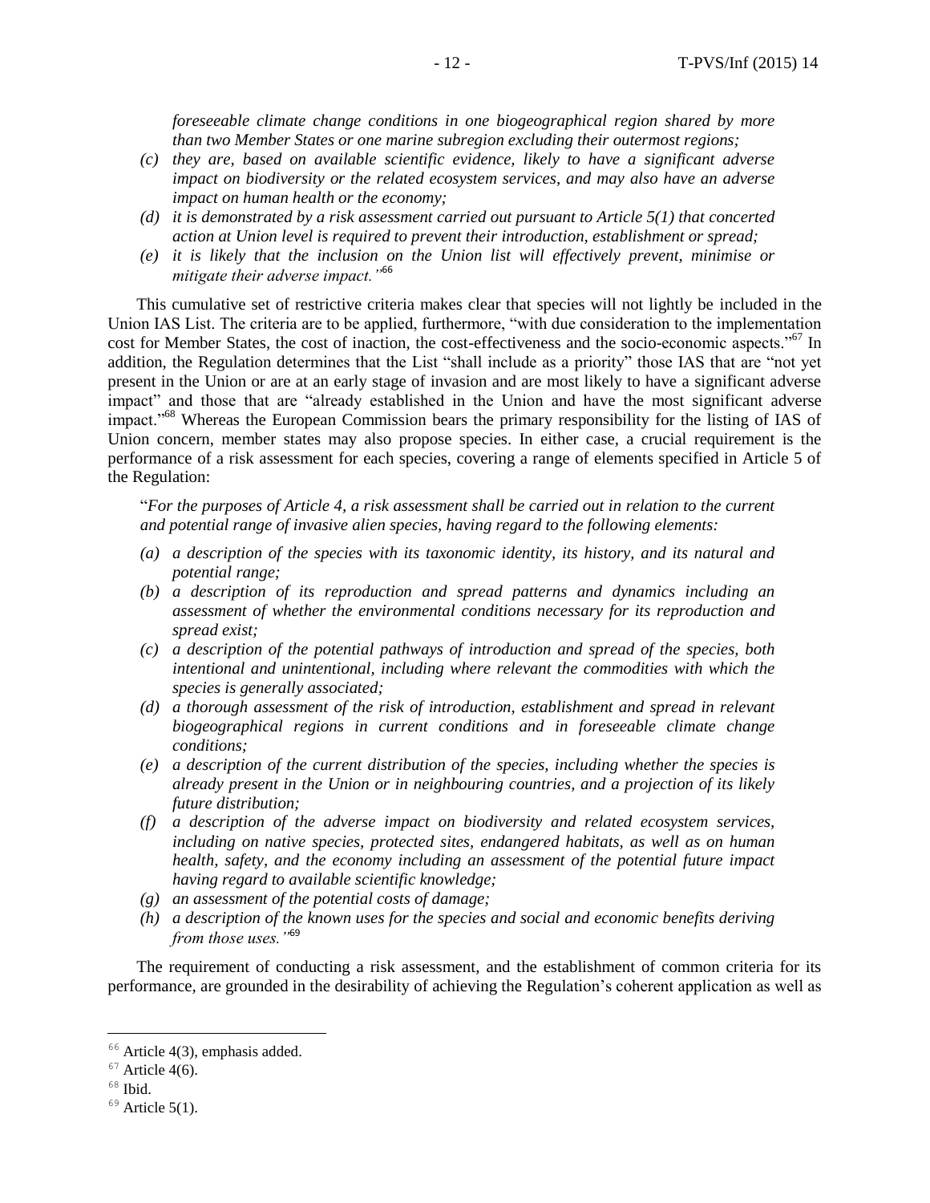*foreseeable climate change conditions in one biogeographical region shared by more than two Member States or one marine subregion excluding their outermost regions;*

*(c) they are, based on available scientific evidence, likely to have a significant adverse impact on biodiversity or the related ecosystem services, and may also have an adverse impact on human health or the economy;*

*(d) it is demonstrated by a risk assessment carried out pursuant to Article 5(1) that concerted action at Union level is required to prevent their introduction, establishment or spread;*

*(e) it is likely that the inclusion on the Union list will effectively prevent, minimise or mitigate their adverse impact."*[66]

This cumulative set of restrictive criteria makes clear that species will not lightly be included in the Union IAS List. The criteria are to be applied, furthermore, "with due consideration to the implementation cost for Member States, the cost of inaction, the cost-effectiveness and the socio-economic aspects."[67] In addition, the Regulation determines that the List "shall include as a priority" those IAS that are "not yet present in the Union or are at an early stage of invasion and are most likely to have a significant adverse impact" and those that are "already established in the Union and have the most significant adverse impact."[68] Whereas the European Commission bears the primary responsibility for the listing of IAS of Union concern, member states may also propose species. In either case, a crucial requirement is the performance of a risk assessment for each species, covering a range of elements specified in Article 5 of the Regulation:

"*For the purposes of Article 4, a risk assessment shall be carried out in relation to the current and potential range of invasive alien species, having regard to the following elements:*

*(a) a description of the species with its taxonomic identity, its history, and its natural and potential range;*

*(b) a description of its reproduction and spread patterns and dynamics including an assessment of whether the environmental conditions necessary for its reproduction and spread exist;*

*(c) a description of the potential pathways of introduction and spread of the species, both intentional and unintentional, including where relevant the commodities with which the species is generally associated;*

*(d) a thorough assessment of the risk of introduction, establishment and spread in relevant biogeographical regions in current conditions and in foreseeable climate change conditions;*

*(e) a description of the current distribution of the species, including whether the species is already present in the Union or in neighbouring countries, and a projection of its likely future distribution;*

*(f) a description of the adverse impact on biodiversity and related ecosystem services, including on native species, protected sites, endangered habitats, as well as on human health, safety, and the economy including an assessment of the potential future impact having regard to available scientific knowledge;*

*(g) an assessment of the potential costs of damage;*

*(h) a description of the known uses for the species and social and economic benefits deriving from those uses."*[69]

The requirement of conducting a risk assessment, and the establishment of common criteria for its performance, are grounded in the desirability of achieving the Regulation's coherent application as well as

---

[66] Article 4(3), emphasis added.

[67] Article 4(6).

[68] Ibid.

[69] Article 5(1).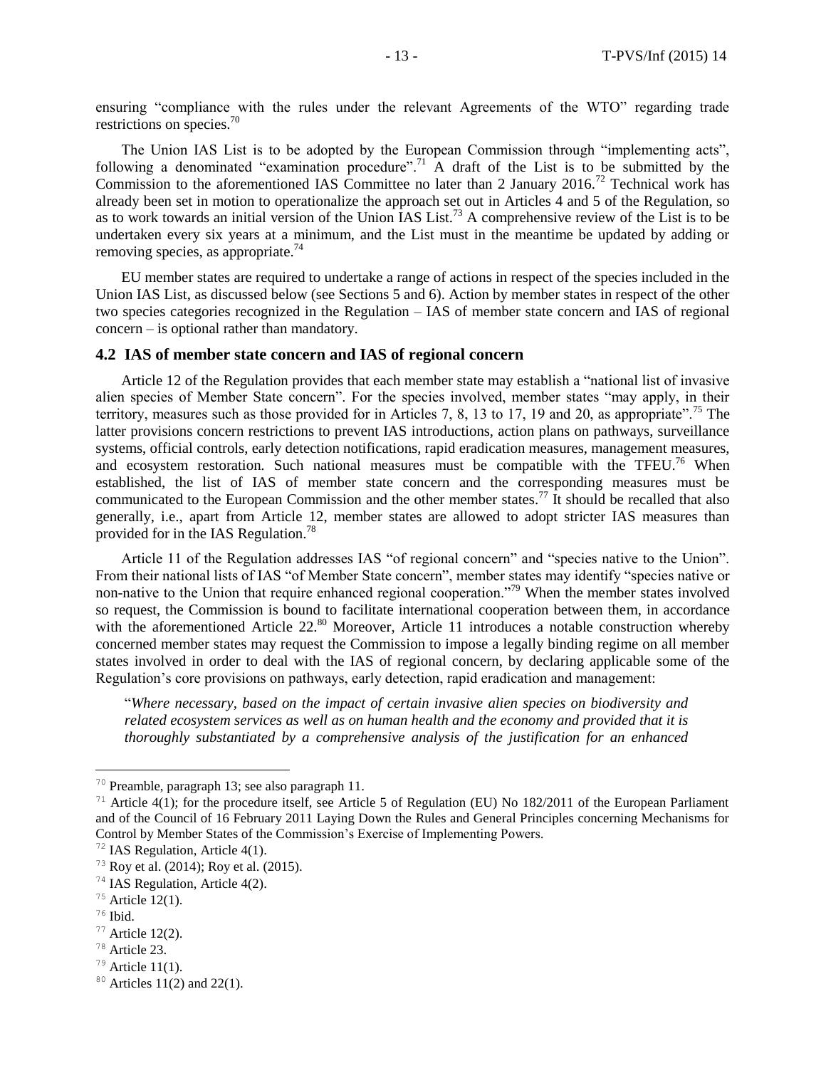ensuring "compliance with the rules under the relevant Agreements of the WTO" regarding trade restrictions on species.[70]

The Union IAS List is to be adopted by the European Commission through "implementing acts", following a denominated "examination procedure".[71] A draft of the List is to be submitted by the Commission to the aforementioned IAS Committee no later than 2 January 2016.[72] Technical work has already been set in motion to operationalize the approach set out in Articles 4 and 5 of the Regulation, so as to work towards an initial version of the Union IAS List.[73] A comprehensive review of the List is to be undertaken every six years at a minimum, and the List must in the meantime be updated by adding or removing species, as appropriate.[74]

EU member states are required to undertake a range of actions in respect of the species included in the Union IAS List, as discussed below (see Sections 5 and 6). Action by member states in respect of the other two species categories recognized in the Regulation – IAS of member state concern and IAS of regional concern – is optional rather than mandatory.

## 4.2 IAS of member state concern and IAS of regional concern

Article 12 of the Regulation provides that each member state may establish a "national list of invasive alien species of Member State concern". For the species involved, member states "may apply, in their territory, measures such as those provided for in Articles 7, 8, 13 to 17, 19 and 20, as appropriate".[75] The latter provisions concern restrictions to prevent IAS introductions, action plans on pathways, surveillance systems, official controls, early detection notifications, rapid eradication measures, management measures, and ecosystem restoration. Such national measures must be compatible with the TFEU.[76] When established, the list of IAS of member state concern and the corresponding measures must be communicated to the European Commission and the other member states.[77] It should be recalled that also generally, i.e., apart from Article 12, member states are allowed to adopt stricter IAS measures than provided for in the IAS Regulation.[78]

Article 11 of the Regulation addresses IAS "of regional concern" and "species native to the Union". From their national lists of IAS "of Member State concern", member states may identify "species native or non-native to the Union that require enhanced regional cooperation."[79] When the member states involved so request, the Commission is bound to facilitate international cooperation between them, in accordance with the aforementioned Article 22.[80] Moreover, Article 11 introduces a notable construction whereby concerned member states may request the Commission to impose a legally binding regime on all member states involved in order to deal with the IAS of regional concern, by declaring applicable some of the Regulation's core provisions on pathways, early detection, rapid eradication and management:

"*Where necessary, based on the impact of certain invasive alien species on biodiversity and related ecosystem services as well as on human health and the economy and provided that it is thoroughly substantiated by a comprehensive analysis of the justification for an enhanced*

---

[70] Preamble, paragraph 13; see also paragraph 11.

[71] Article 4(1); for the procedure itself, see Article 5 of Regulation (EU) No 182/2011 of the European Parliament and of the Council of 16 February 2011 Laying Down the Rules and General Principles concerning Mechanisms for Control by Member States of the Commission's Exercise of Implementing Powers.

[72] IAS Regulation, Article 4(1).

[73] Roy et al. (2014); Roy et al. (2015).

[74] IAS Regulation, Article 4(2).

[75] Article 12(1).

[76] Ibid.

[77] Article 12(2).

[78] Article 23.

[79] Article 11(1).

[80] Articles 11(2) and 22(1).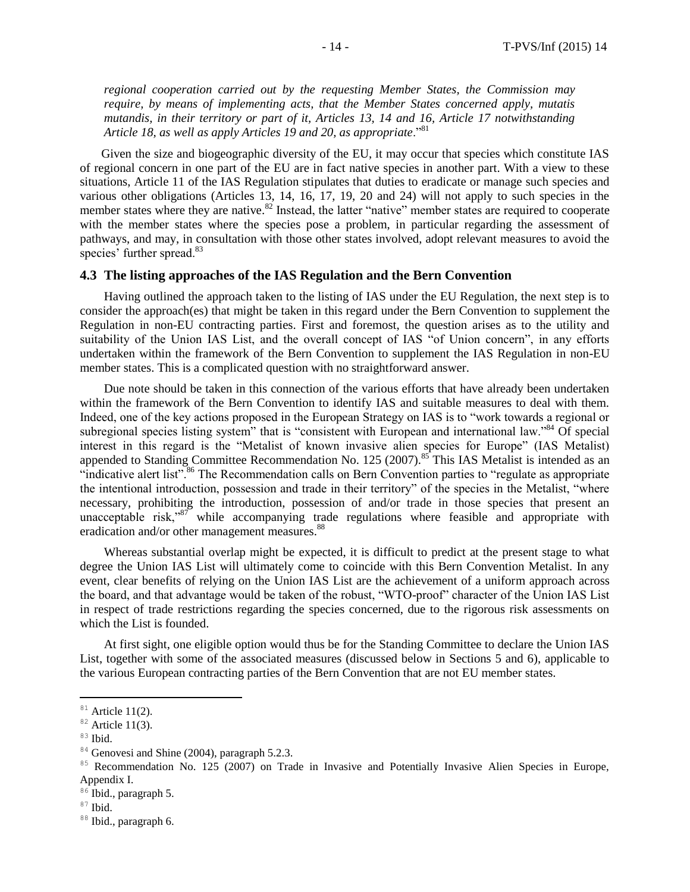*regional cooperation carried out by the requesting Member States, the Commission may require, by means of implementing acts, that the Member States concerned apply, mutatis mutandis, in their territory or part of it, Articles 13, 14 and 16, Article 17 notwithstanding Article 18, as well as apply Articles 19 and 20, as appropriate*."[81]

Given the size and biogeographic diversity of the EU, it may occur that species which constitute IAS of regional concern in one part of the EU are in fact native species in another part. With a view to these situations, Article 11 of the IAS Regulation stipulates that duties to eradicate or manage such species and various other obligations (Articles 13, 14, 16, 17, 19, 20 and 24) will not apply to such species in the member states where they are native.[82] Instead, the latter "native" member states are required to cooperate with the member states where the species pose a problem, in particular regarding the assessment of pathways, and may, in consultation with those other states involved, adopt relevant measures to avoid the species' further spread.[83]

### 4.3 The listing approaches of the IAS Regulation and the Bern Convention

Having outlined the approach taken to the listing of IAS under the EU Regulation, the next step is to consider the approach(es) that might be taken in this regard under the Bern Convention to supplement the Regulation in non-EU contracting parties. First and foremost, the question arises as to the utility and suitability of the Union IAS List, and the overall concept of IAS "of Union concern", in any efforts undertaken within the framework of the Bern Convention to supplement the IAS Regulation in non-EU member states. This is a complicated question with no straightforward answer.

Due note should be taken in this connection of the various efforts that have already been undertaken within the framework of the Bern Convention to identify IAS and suitable measures to deal with them. Indeed, one of the key actions proposed in the European Strategy on IAS is to "work towards a regional or subregional species listing system" that is "consistent with European and international law."[84] Of special interest in this regard is the "Metalist of known invasive alien species for Europe" (IAS Metalist) appended to Standing Committee Recommendation No. 125 (2007).[85] This IAS Metalist is intended as an "indicative alert list".[86] The Recommendation calls on Bern Convention parties to "regulate as appropriate the intentional introduction, possession and trade in their territory" of the species in the Metalist, "where necessary, prohibiting the introduction, possession of and/or trade in those species that present an unacceptable risk,"[87] while accompanying trade regulations where feasible and appropriate with eradication and/or other management measures.[88]

Whereas substantial overlap might be expected, it is difficult to predict at the present stage to what degree the Union IAS List will ultimately come to coincide with this Bern Convention Metalist. In any event, clear benefits of relying on the Union IAS List are the achievement of a uniform approach across the board, and that advantage would be taken of the robust, "WTO-proof" character of the Union IAS List in respect of trade restrictions regarding the species concerned, due to the rigorous risk assessments on which the List is founded.

At first sight, one eligible option would thus be for the Standing Committee to declare the Union IAS List, together with some of the associated measures (discussed below in Sections 5 and 6), applicable to the various European contracting parties of the Bern Convention that are not EU member states.

---

[81] Article 11(2).

[82] Article 11(3).

[83] Ibid.

[84] Genovesi and Shine (2004), paragraph 5.2.3.

[85] Recommendation No. 125 (2007) on Trade in Invasive and Potentially Invasive Alien Species in Europe, Appendix I.

[86] Ibid., paragraph 5.

[87] Ibid.

[88] Ibid., paragraph 6.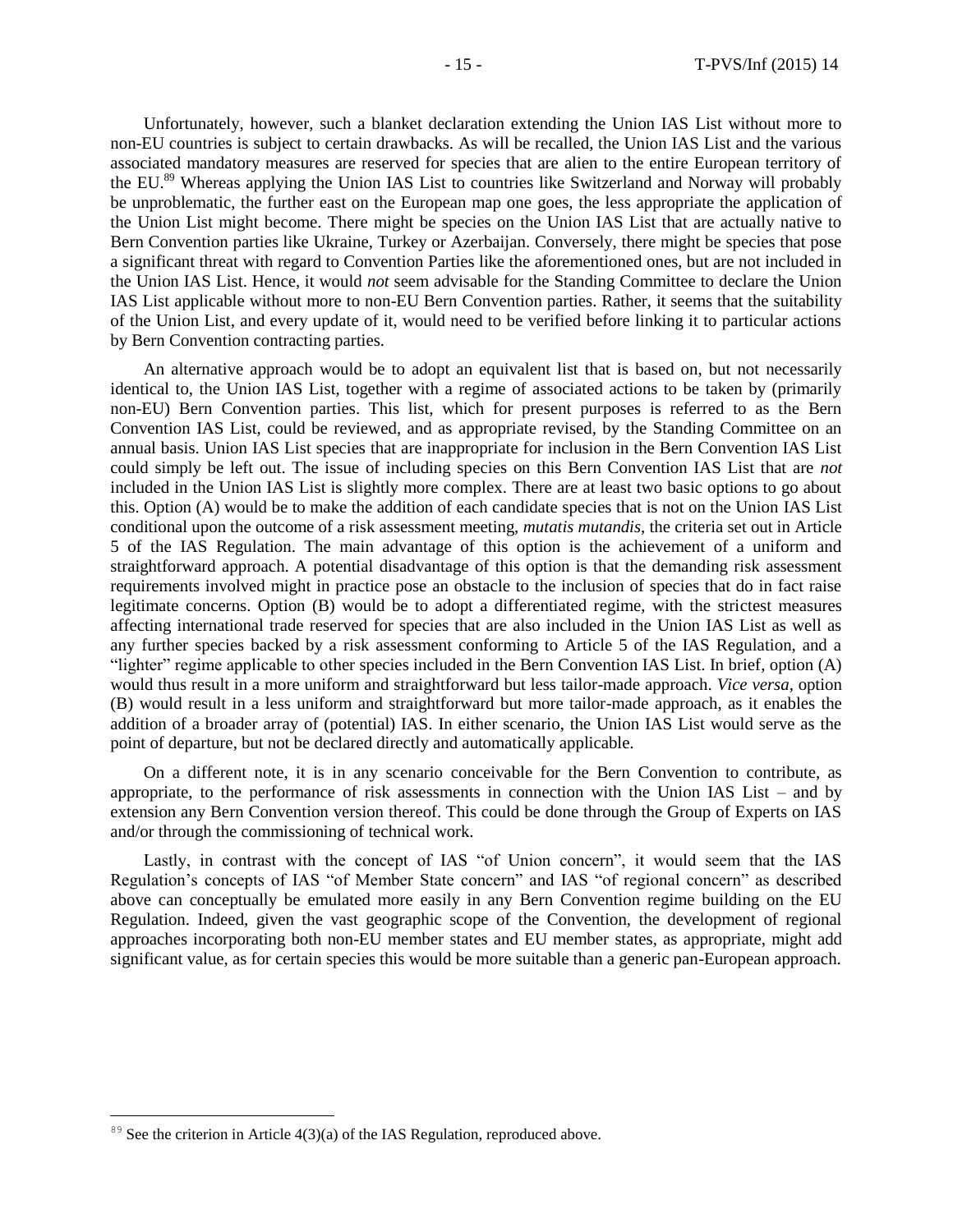Unfortunately, however, such a blanket declaration extending the Union IAS List without more to non-EU countries is subject to certain drawbacks. As will be recalled, the Union IAS List and the various associated mandatory measures are reserved for species that are alien to the entire European territory of the EU.[89] Whereas applying the Union IAS List to countries like Switzerland and Norway will probably be unproblematic, the further east on the European map one goes, the less appropriate the application of the Union List might become. There might be species on the Union IAS List that are actually native to Bern Convention parties like Ukraine, Turkey or Azerbaijan. Conversely, there might be species that pose a significant threat with regard to Convention Parties like the aforementioned ones, but are not included in the Union IAS List. Hence, it would *not* seem advisable for the Standing Committee to declare the Union IAS List applicable without more to non-EU Bern Convention parties. Rather, it seems that the suitability of the Union List, and every update of it, would need to be verified before linking it to particular actions by Bern Convention contracting parties.

An alternative approach would be to adopt an equivalent list that is based on, but not necessarily identical to, the Union IAS List, together with a regime of associated actions to be taken by (primarily non-EU) Bern Convention parties. This list, which for present purposes is referred to as the Bern Convention IAS List, could be reviewed, and as appropriate revised, by the Standing Committee on an annual basis. Union IAS List species that are inappropriate for inclusion in the Bern Convention IAS List could simply be left out. The issue of including species on this Bern Convention IAS List that are *not* included in the Union IAS List is slightly more complex. There are at least two basic options to go about this. Option (A) would be to make the addition of each candidate species that is not on the Union IAS List conditional upon the outcome of a risk assessment meeting, *mutatis mutandis*, the criteria set out in Article 5 of the IAS Regulation. The main advantage of this option is the achievement of a uniform and straightforward approach. A potential disadvantage of this option is that the demanding risk assessment requirements involved might in practice pose an obstacle to the inclusion of species that do in fact raise legitimate concerns. Option (B) would be to adopt a differentiated regime, with the strictest measures affecting international trade reserved for species that are also included in the Union IAS List as well as any further species backed by a risk assessment conforming to Article 5 of the IAS Regulation, and a "lighter" regime applicable to other species included in the Bern Convention IAS List. In brief, option (A) would thus result in a more uniform and straightforward but less tailor-made approach. *Vice versa*, option (B) would result in a less uniform and straightforward but more tailor-made approach, as it enables the addition of a broader array of (potential) IAS. In either scenario, the Union IAS List would serve as the point of departure, but not be declared directly and automatically applicable.

On a different note, it is in any scenario conceivable for the Bern Convention to contribute, as appropriate, to the performance of risk assessments in connection with the Union IAS List – and by extension any Bern Convention version thereof. This could be done through the Group of Experts on IAS and/or through the commissioning of technical work.

Lastly, in contrast with the concept of IAS "of Union concern", it would seem that the IAS Regulation's concepts of IAS "of Member State concern" and IAS "of regional concern" as described above can conceptually be emulated more easily in any Bern Convention regime building on the EU Regulation. Indeed, given the vast geographic scope of the Convention, the development of regional approaches incorporating both non-EU member states and EU member states, as appropriate, might add significant value, as for certain species this would be more suitable than a generic pan-European approach.

[89] See the criterion in Article 4(3)(a) of the IAS Regulation, reproduced above.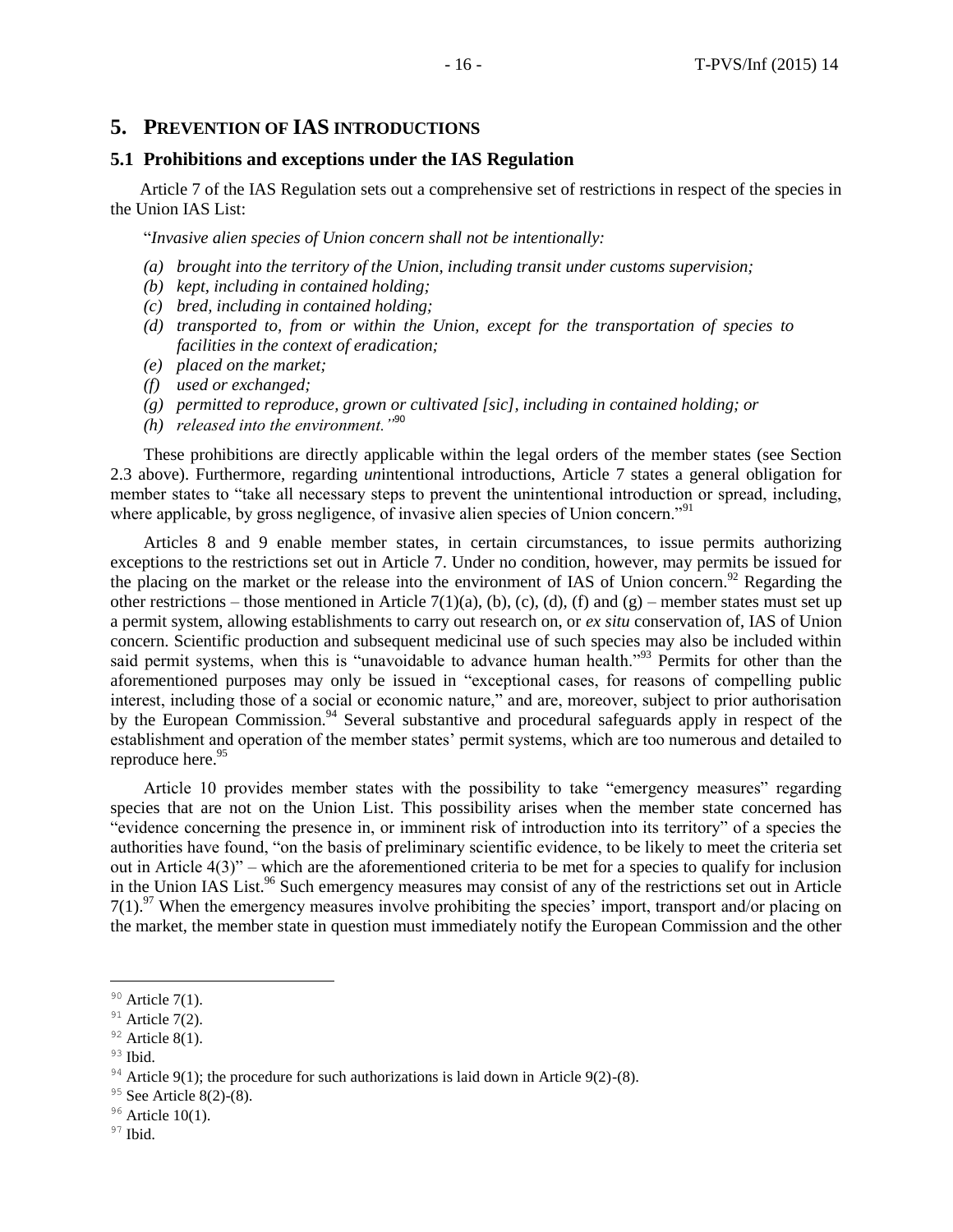## 5. PREVENTION OF IAS INTRODUCTIONS

### 5.1 Prohibitions and exceptions under the IAS Regulation

Article 7 of the IAS Regulation sets out a comprehensive set of restrictions in respect of the species in the Union IAS List:

"*Invasive alien species of Union concern shall not be intentionally:*

- *(a) brought into the territory of the Union, including transit under customs supervision;*
- *(b) kept, including in contained holding;*
- *(c) bred, including in contained holding;*
- *(d) transported to, from or within the Union, except for the transportation of species to facilities in the context of eradication;*
- *(e) placed on the market;*
- *(f) used or exchanged;*
- *(g) permitted to reproduce, grown or cultivated [sic], including in contained holding; or*
- *(h) released into the environment."*[90]

These prohibitions are directly applicable within the legal orders of the member states (see Section 2.3 above). Furthermore, regarding *un*intentional introductions, Article 7 states a general obligation for member states to "take all necessary steps to prevent the unintentional introduction or spread, including, where applicable, by gross negligence, of invasive alien species of Union concern."[91]

Articles 8 and 9 enable member states, in certain circumstances, to issue permits authorizing exceptions to the restrictions set out in Article 7. Under no condition, however, may permits be issued for the placing on the market or the release into the environment of IAS of Union concern.[92] Regarding the other restrictions – those mentioned in Article 7(1)(a), (b), (c), (d), (f) and (g) – member states must set up a permit system, allowing establishments to carry out research on, or *ex situ* conservation of, IAS of Union concern. Scientific production and subsequent medicinal use of such species may also be included within said permit systems, when this is "unavoidable to advance human health."[93] Permits for other than the aforementioned purposes may only be issued in "exceptional cases, for reasons of compelling public interest, including those of a social or economic nature," and are, moreover, subject to prior authorisation by the European Commission.[94] Several substantive and procedural safeguards apply in respect of the establishment and operation of the member states' permit systems, which are too numerous and detailed to reproduce here.[95]

Article 10 provides member states with the possibility to take "emergency measures" regarding species that are not on the Union List. This possibility arises when the member state concerned has "evidence concerning the presence in, or imminent risk of introduction into its territory" of a species the authorities have found, "on the basis of preliminary scientific evidence, to be likely to meet the criteria set out in Article 4(3)" – which are the aforementioned criteria to be met for a species to qualify for inclusion in the Union IAS List.[96] Such emergency measures may consist of any of the restrictions set out in Article 7(1).[97] When the emergency measures involve prohibiting the species' import, transport and/or placing on the market, the member state in question must immediately notify the European Commission and the other

---

[90] Article 7(1).

[91] Article 7(2).

[92] Article 8(1).

[93] Ibid.

[94] Article 9(1); the procedure for such authorizations is laid down in Article 9(2)-(8).

[95] See Article 8(2)-(8).

[96] Article 10(1).

[97] Ibid.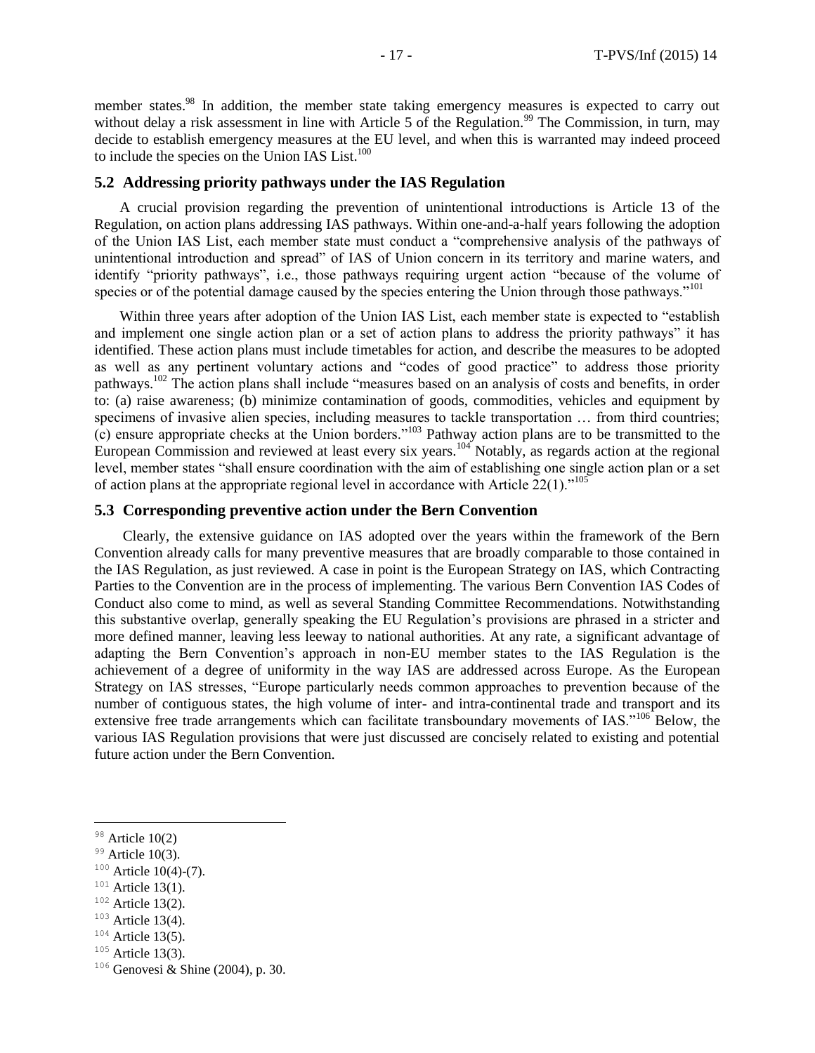member states.[98] In addition, the member state taking emergency measures is expected to carry out without delay a risk assessment in line with Article 5 of the Regulation.[99] The Commission, in turn, may decide to establish emergency measures at the EU level, and when this is warranted may indeed proceed to include the species on the Union IAS List.[100]

## 5.2 Addressing priority pathways under the IAS Regulation

A crucial provision regarding the prevention of unintentional introductions is Article 13 of the Regulation, on action plans addressing IAS pathways. Within one-and-a-half years following the adoption of the Union IAS List, each member state must conduct a "comprehensive analysis of the pathways of unintentional introduction and spread" of IAS of Union concern in its territory and marine waters, and identify "priority pathways", i.e., those pathways requiring urgent action "because of the volume of species or of the potential damage caused by the species entering the Union through those pathways."[101]

Within three years after adoption of the Union IAS List, each member state is expected to "establish and implement one single action plan or a set of action plans to address the priority pathways" it has identified. These action plans must include timetables for action, and describe the measures to be adopted as well as any pertinent voluntary actions and "codes of good practice" to address those priority pathways.[102] The action plans shall include "measures based on an analysis of costs and benefits, in order to: (a) raise awareness; (b) minimize contamination of goods, commodities, vehicles and equipment by specimens of invasive alien species, including measures to tackle transportation … from third countries; (c) ensure appropriate checks at the Union borders."[103] Pathway action plans are to be transmitted to the European Commission and reviewed at least every six years.[104] Notably, as regards action at the regional level, member states "shall ensure coordination with the aim of establishing one single action plan or a set of action plans at the appropriate regional level in accordance with Article 22(1)."[105]

## 5.3 Corresponding preventive action under the Bern Convention

Clearly, the extensive guidance on IAS adopted over the years within the framework of the Bern Convention already calls for many preventive measures that are broadly comparable to those contained in the IAS Regulation, as just reviewed. A case in point is the European Strategy on IAS, which Contracting Parties to the Convention are in the process of implementing. The various Bern Convention IAS Codes of Conduct also come to mind, as well as several Standing Committee Recommendations. Notwithstanding this substantive overlap, generally speaking the EU Regulation's provisions are phrased in a stricter and more defined manner, leaving less leeway to national authorities. At any rate, a significant advantage of adapting the Bern Convention's approach in non-EU member states to the IAS Regulation is the achievement of a degree of uniformity in the way IAS are addressed across Europe. As the European Strategy on IAS stresses, "Europe particularly needs common approaches to prevention because of the number of contiguous states, the high volume of inter- and intra-continental trade and transport and its extensive free trade arrangements which can facilitate transboundary movements of IAS."[106] Below, the various IAS Regulation provisions that were just discussed are concisely related to existing and potential future action under the Bern Convention.

---

[98] Article 10(2)

[99] Article 10(3).

[100] Article 10(4)-(7).

[101] Article 13(1).

[102] Article 13(2).

[103] Article 13(4).

[104] Article 13(5).

[105] Article 13(3).

[106] Genovesi & Shine (2004), p. 30.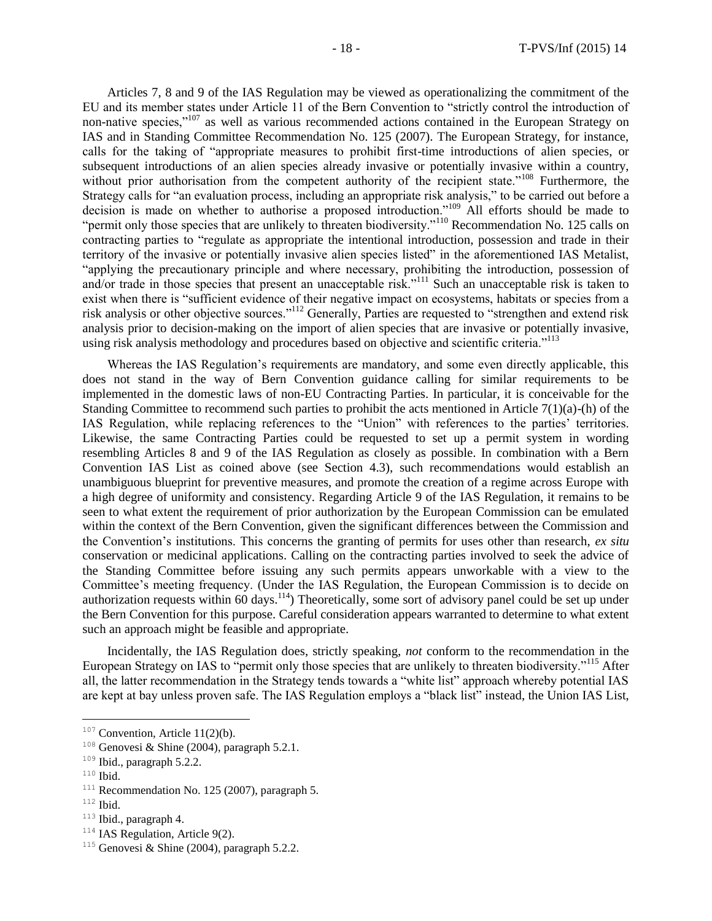Articles 7, 8 and 9 of the IAS Regulation may be viewed as operationalizing the commitment of the EU and its member states under Article 11 of the Bern Convention to "strictly control the introduction of non-native species,"[107] as well as various recommended actions contained in the European Strategy on IAS and in Standing Committee Recommendation No. 125 (2007). The European Strategy, for instance, calls for the taking of "appropriate measures to prohibit first-time introductions of alien species, or subsequent introductions of an alien species already invasive or potentially invasive within a country, without prior authorisation from the competent authority of the recipient state."[108] Furthermore, the Strategy calls for "an evaluation process, including an appropriate risk analysis," to be carried out before a decision is made on whether to authorise a proposed introduction."[109] All efforts should be made to "permit only those species that are unlikely to threaten biodiversity."[110] Recommendation No. 125 calls on contracting parties to "regulate as appropriate the intentional introduction, possession and trade in their territory of the invasive or potentially invasive alien species listed" in the aforementioned IAS Metalist, "applying the precautionary principle and where necessary, prohibiting the introduction, possession of and/or trade in those species that present an unacceptable risk."[111] Such an unacceptable risk is taken to exist when there is "sufficient evidence of their negative impact on ecosystems, habitats or species from a risk analysis or other objective sources."[112] Generally, Parties are requested to "strengthen and extend risk analysis prior to decision-making on the import of alien species that are invasive or potentially invasive, using risk analysis methodology and procedures based on objective and scientific criteria."[113]

Whereas the IAS Regulation's requirements are mandatory, and some even directly applicable, this does not stand in the way of Bern Convention guidance calling for similar requirements to be implemented in the domestic laws of non-EU Contracting Parties. In particular, it is conceivable for the Standing Committee to recommend such parties to prohibit the acts mentioned in Article 7(1)(a)-(h) of the IAS Regulation, while replacing references to the "Union" with references to the parties' territories. Likewise, the same Contracting Parties could be requested to set up a permit system in wording resembling Articles 8 and 9 of the IAS Regulation as closely as possible. In combination with a Bern Convention IAS List as coined above (see Section 4.3), such recommendations would establish an unambiguous blueprint for preventive measures, and promote the creation of a regime across Europe with a high degree of uniformity and consistency. Regarding Article 9 of the IAS Regulation, it remains to be seen to what extent the requirement of prior authorization by the European Commission can be emulated within the context of the Bern Convention, given the significant differences between the Commission and the Convention's institutions. This concerns the granting of permits for uses other than research, *ex situ* conservation or medicinal applications. Calling on the contracting parties involved to seek the advice of the Standing Committee before issuing any such permits appears unworkable with a view to the Committee's meeting frequency. (Under the IAS Regulation, the European Commission is to decide on authorization requests within 60 days.[114]) Theoretically, some sort of advisory panel could be set up under the Bern Convention for this purpose. Careful consideration appears warranted to determine to what extent such an approach might be feasible and appropriate.

Incidentally, the IAS Regulation does, strictly speaking, *not* conform to the recommendation in the European Strategy on IAS to "permit only those species that are unlikely to threaten biodiversity."[115] After all, the latter recommendation in the Strategy tends towards a "white list" approach whereby potential IAS are kept at bay unless proven safe. The IAS Regulation employs a "black list" instead, the Union IAS List,

---

[107] Convention, Article 11(2)(b).

[108] Genovesi & Shine (2004), paragraph 5.2.1.

[109] Ibid., paragraph 5.2.2.

[110] Ibid.

[111] Recommendation No. 125 (2007), paragraph 5.

[112] Ibid.

[113] Ibid., paragraph 4.

[114] IAS Regulation, Article 9(2).

[115] Genovesi & Shine (2004), paragraph 5.2.2.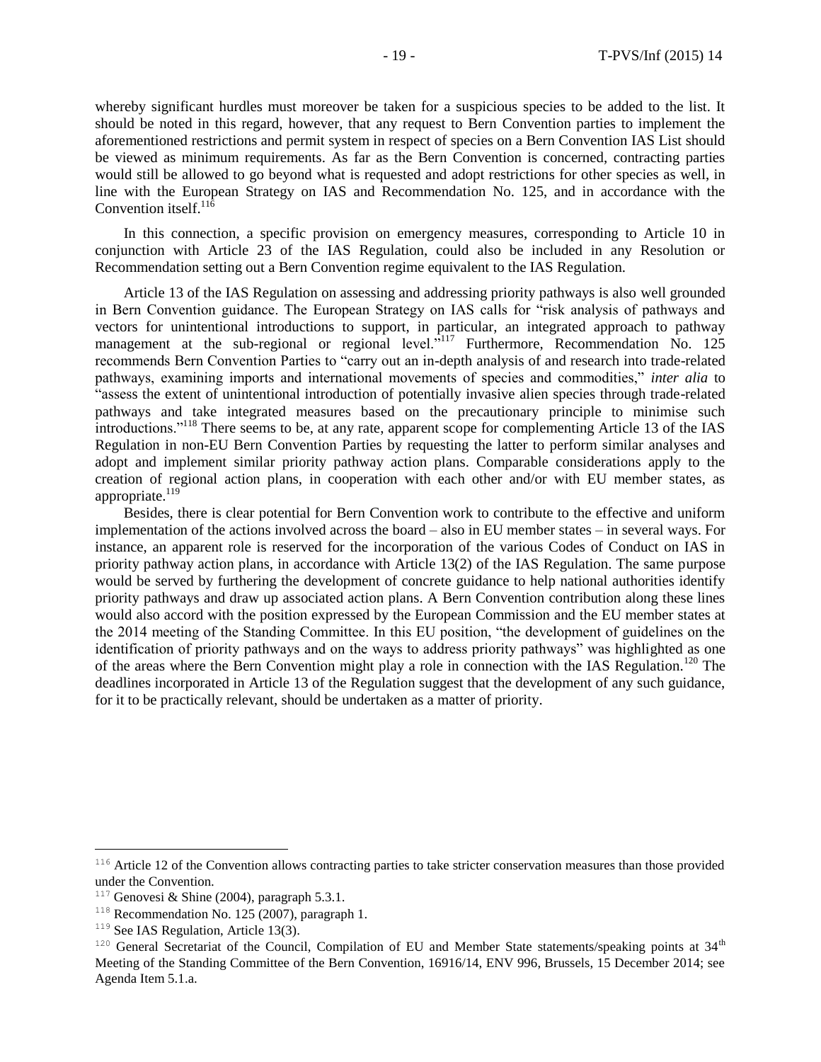whereby significant hurdles must moreover be taken for a suspicious species to be added to the list. It should be noted in this regard, however, that any request to Bern Convention parties to implement the aforementioned restrictions and permit system in respect of species on a Bern Convention IAS List should be viewed as minimum requirements. As far as the Bern Convention is concerned, contracting parties would still be allowed to go beyond what is requested and adopt restrictions for other species as well, in line with the European Strategy on IAS and Recommendation No. 125, and in accordance with the Convention itself.[116]

In this connection, a specific provision on emergency measures, corresponding to Article 10 in conjunction with Article 23 of the IAS Regulation, could also be included in any Resolution or Recommendation setting out a Bern Convention regime equivalent to the IAS Regulation.

Article 13 of the IAS Regulation on assessing and addressing priority pathways is also well grounded in Bern Convention guidance. The European Strategy on IAS calls for "risk analysis of pathways and vectors for unintentional introductions to support, in particular, an integrated approach to pathway management at the sub-regional or regional level."[117] Furthermore, Recommendation No. 125 recommends Bern Convention Parties to "carry out an in-depth analysis of and research into trade-related pathways, examining imports and international movements of species and commodities," *inter alia* to "assess the extent of unintentional introduction of potentially invasive alien species through trade-related pathways and take integrated measures based on the precautionary principle to minimise such introductions."[118] There seems to be, at any rate, apparent scope for complementing Article 13 of the IAS Regulation in non-EU Bern Convention Parties by requesting the latter to perform similar analyses and adopt and implement similar priority pathway action plans. Comparable considerations apply to the creation of regional action plans, in cooperation with each other and/or with EU member states, as appropriate.[119]

Besides, there is clear potential for Bern Convention work to contribute to the effective and uniform implementation of the actions involved across the board – also in EU member states – in several ways. For instance, an apparent role is reserved for the incorporation of the various Codes of Conduct on IAS in priority pathway action plans, in accordance with Article 13(2) of the IAS Regulation. The same purpose would be served by furthering the development of concrete guidance to help national authorities identify priority pathways and draw up associated action plans. A Bern Convention contribution along these lines would also accord with the position expressed by the European Commission and the EU member states at the 2014 meeting of the Standing Committee. In this EU position, "the development of guidelines on the identification of priority pathways and on the ways to address priority pathways" was highlighted as one of the areas where the Bern Convention might play a role in connection with the IAS Regulation.[120] The deadlines incorporated in Article 13 of the Regulation suggest that the development of any such guidance, for it to be practically relevant, should be undertaken as a matter of priority.

---

[116] Article 12 of the Convention allows contracting parties to take stricter conservation measures than those provided under the Convention.

[117] Genovesi & Shine (2004), paragraph 5.3.1.

[118] Recommendation No. 125 (2007), paragraph 1.

[119] See IAS Regulation, Article 13(3).

[120] General Secretariat of the Council, Compilation of EU and Member State statements/speaking points at 34th Meeting of the Standing Committee of the Bern Convention, 16916/14, ENV 996, Brussels, 15 December 2014; see Agenda Item 5.1.a.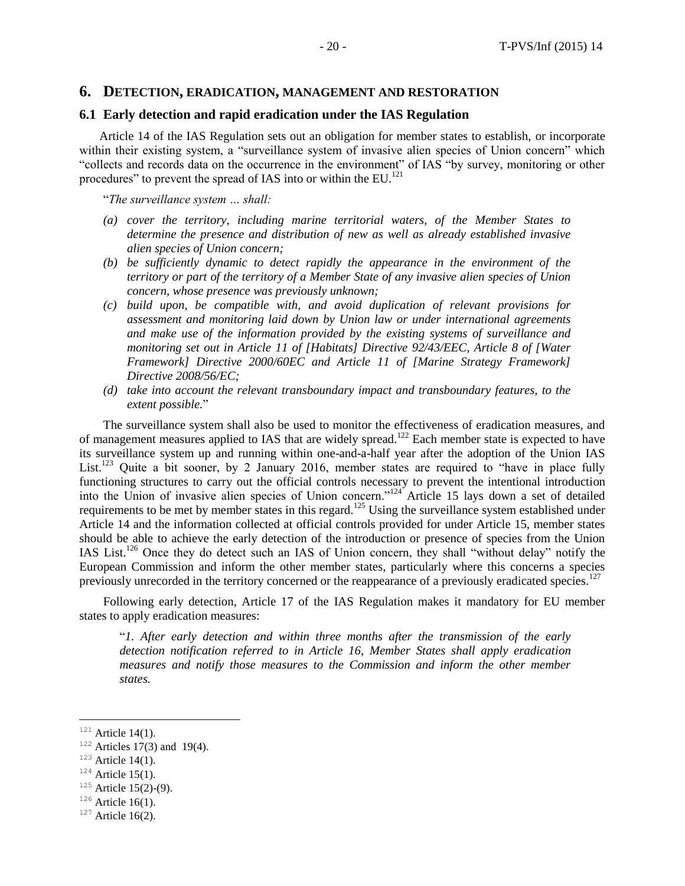## 6. DETECTION, ERADICATION, MANAGEMENT AND RESTORATION

### 6.1 Early detection and rapid eradication under the IAS Regulation

Article 14 of the IAS Regulation sets out an obligation for member states to establish, or incorporate within their existing system, a "surveillance system of invasive alien species of Union concern" which "collects and records data on the occurrence in the environment" of IAS "by survey, monitoring or other procedures" to prevent the spread of IAS into or within the EU.[121]

"*The surveillance system … shall:*

- *(a) cover the territory, including marine territorial waters, of the Member States to determine the presence and distribution of new as well as already established invasive alien species of Union concern;*
- *(b) be sufficiently dynamic to detect rapidly the appearance in the environment of the territory or part of the territory of a Member State of any invasive alien species of Union concern, whose presence was previously unknown;*
- *(c) build upon, be compatible with, and avoid duplication of relevant provisions for assessment and monitoring laid down by Union law or under international agreements and make use of the information provided by the existing systems of surveillance and monitoring set out in Article 11 of [Habitats] Directive 92/43/EEC, Article 8 of [Water Framework] Directive 2000/60EC and Article 11 of [Marine Strategy Framework] Directive 2008/56/EC;*
- *(d) take into account the relevant transboundary impact and transboundary features, to the extent possible.*"

The surveillance system shall also be used to monitor the effectiveness of eradication measures, and of management measures applied to IAS that are widely spread.[122] Each member state is expected to have its surveillance system up and running within one-and-a-half year after the adoption of the Union IAS List.[123] Quite a bit sooner, by 2 January 2016, member states are required to "have in place fully functioning structures to carry out the official controls necessary to prevent the intentional introduction into the Union of invasive alien species of Union concern."[124] Article 15 lays down a set of detailed requirements to be met by member states in this regard.[125] Using the surveillance system established under Article 14 and the information collected at official controls provided for under Article 15, member states should be able to achieve the early detection of the introduction or presence of species from the Union IAS List.[126] Once they do detect such an IAS of Union concern, they shall "without delay" notify the European Commission and inform the other member states, particularly where this concerns a species previously unrecorded in the territory concerned or the reappearance of a previously eradicated species.[127]

Following early detection, Article 17 of the IAS Regulation makes it mandatory for EU member states to apply eradication measures:

"*1. After early detection and within three months after the transmission of the early detection notification referred to in Article 16, Member States shall apply eradication measures and notify those measures to the Commission and inform the other member states.*

---

[121] Article 14(1).

[122] Articles 17(3) and 19(4).

[123] Article 14(1).

[124] Article 15(1).

[125] Article 15(2)-(9).

[126] Article 16(1).

[127] Article 16(2).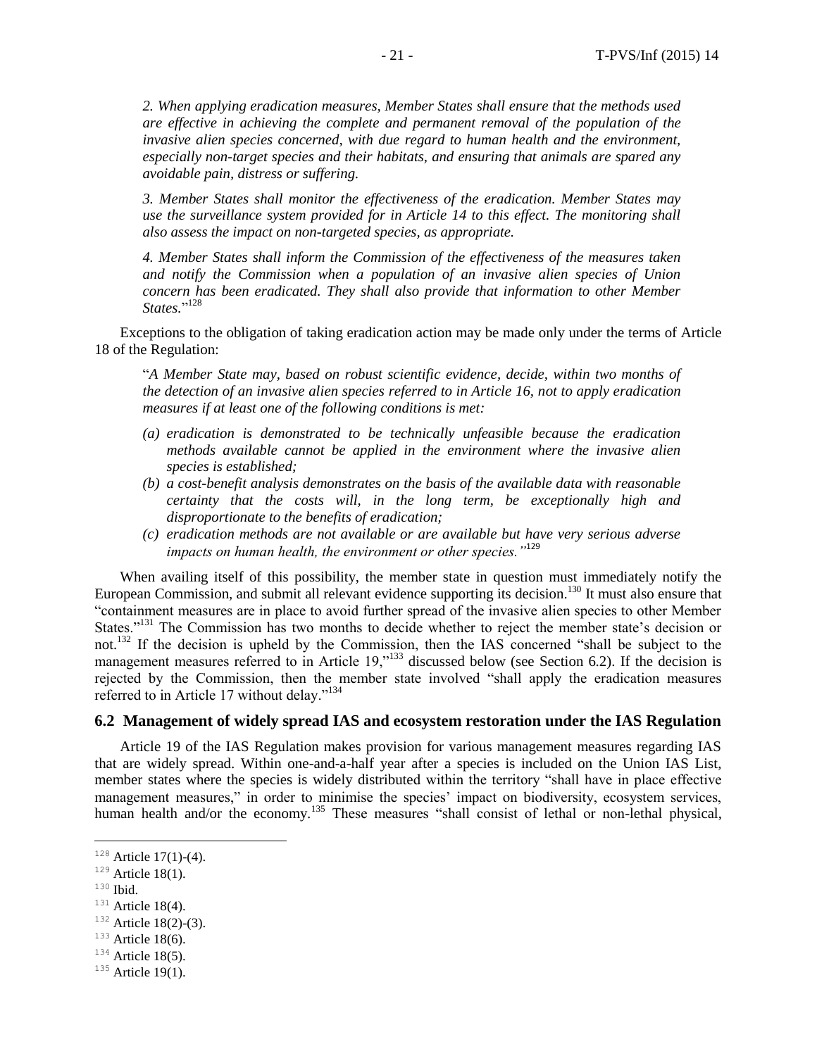*2. When applying eradication measures, Member States shall ensure that the methods used are effective in achieving the complete and permanent removal of the population of the invasive alien species concerned, with due regard to human health and the environment, especially non-target species and their habitats, and ensuring that animals are spared any avoidable pain, distress or suffering.*

*3. Member States shall monitor the effectiveness of the eradication. Member States may use the surveillance system provided for in Article 14 to this effect. The monitoring shall also assess the impact on non-targeted species, as appropriate.*

*4. Member States shall inform the Commission of the effectiveness of the measures taken and notify the Commission when a population of an invasive alien species of Union concern has been eradicated. They shall also provide that information to other Member States.*"[128]

Exceptions to the obligation of taking eradication action may be made only under the terms of Article 18 of the Regulation:

"*A Member State may, based on robust scientific evidence, decide, within two months of the detection of an invasive alien species referred to in Article 16, not to apply eradication measures if at least one of the following conditions is met:*

- *(a) eradication is demonstrated to be technically unfeasible because the eradication methods available cannot be applied in the environment where the invasive alien species is established;*
- *(b) a cost-benefit analysis demonstrates on the basis of the available data with reasonable certainty that the costs will, in the long term, be exceptionally high and disproportionate to the benefits of eradication;*
- *(c) eradication methods are not available or are available but have very serious adverse impacts on human health, the environment or other species.*"[129]

When availing itself of this possibility, the member state in question must immediately notify the European Commission, and submit all relevant evidence supporting its decision.[130] It must also ensure that "containment measures are in place to avoid further spread of the invasive alien species to other Member States."[131] The Commission has two months to decide whether to reject the member state's decision or not.[132] If the decision is upheld by the Commission, then the IAS concerned "shall be subject to the management measures referred to in Article 19,"[133] discussed below (see Section 6.2). If the decision is rejected by the Commission, then the member state involved "shall apply the eradication measures referred to in Article 17 without delay."[134]

## 6.2 Management of widely spread IAS and ecosystem restoration under the IAS Regulation

Article 19 of the IAS Regulation makes provision for various management measures regarding IAS that are widely spread. Within one-and-a-half year after a species is included on the Union IAS List, member states where the species is widely distributed within the territory "shall have in place effective management measures," in order to minimise the species' impact on biodiversity, ecosystem services, human health and/or the economy.[135] These measures "shall consist of lethal or non-lethal physical,

---

[128] Article 17(1)-(4).

[129] Article 18(1).

[130] Ibid.

[131] Article 18(4).

[132] Article 18(2)-(3).

[133] Article 18(6).

[134] Article 18(5).

[135] Article 19(1).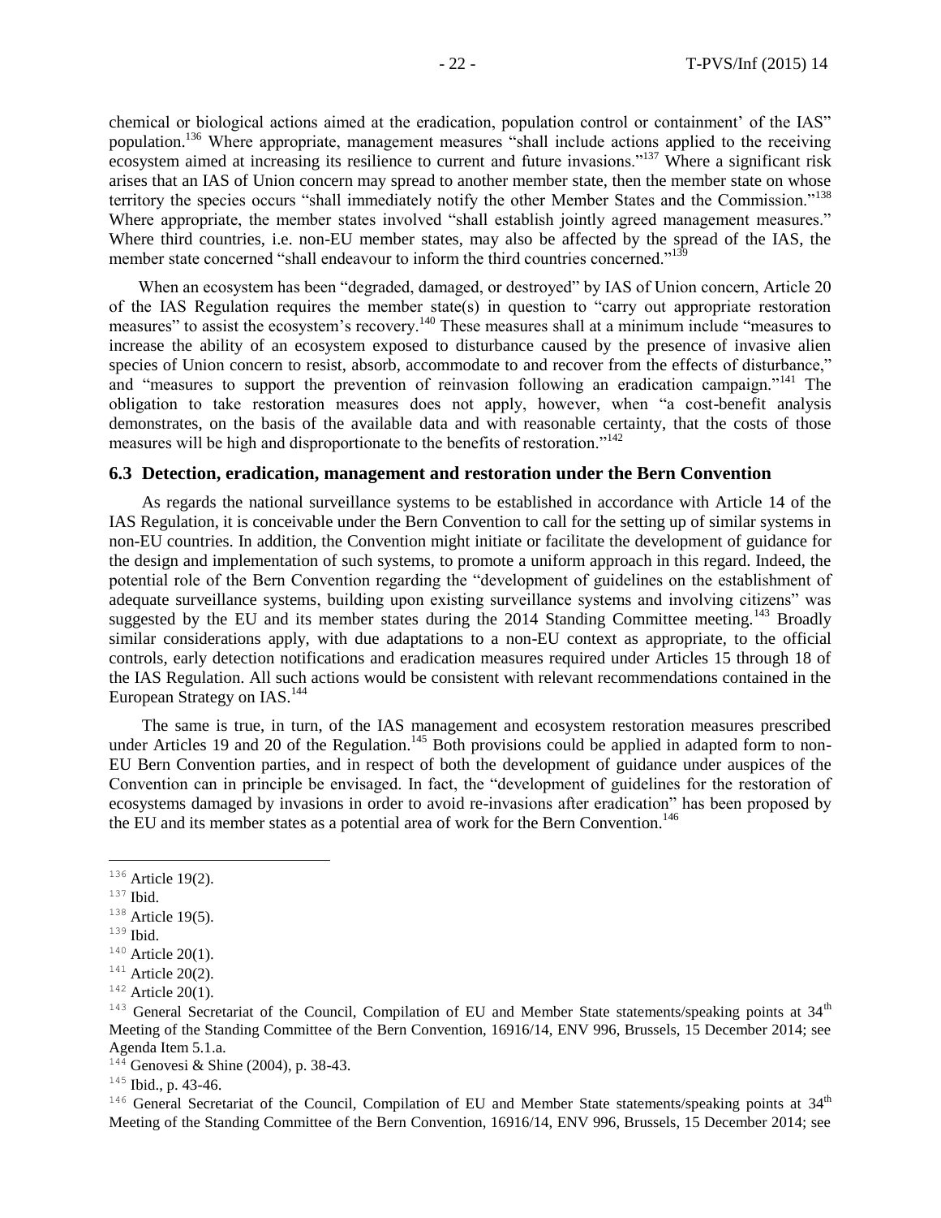chemical or biological actions aimed at the eradication, population control or containment' of the IAS" population.[136] Where appropriate, management measures "shall include actions applied to the receiving ecosystem aimed at increasing its resilience to current and future invasions."[137] Where a significant risk arises that an IAS of Union concern may spread to another member state, then the member state on whose territory the species occurs "shall immediately notify the other Member States and the Commission."[138] Where appropriate, the member states involved "shall establish jointly agreed management measures." Where third countries, i.e. non-EU member states, may also be affected by the spread of the IAS, the member state concerned "shall endeavour to inform the third countries concerned."[139]

When an ecosystem has been "degraded, damaged, or destroyed" by IAS of Union concern, Article 20 of the IAS Regulation requires the member state(s) in question to "carry out appropriate restoration measures" to assist the ecosystem's recovery.[140] These measures shall at a minimum include "measures to increase the ability of an ecosystem exposed to disturbance caused by the presence of invasive alien species of Union concern to resist, absorb, accommodate to and recover from the effects of disturbance," and "measures to support the prevention of reinvasion following an eradication campaign."[141] The obligation to take restoration measures does not apply, however, when "a cost-benefit analysis demonstrates, on the basis of the available data and with reasonable certainty, that the costs of those measures will be high and disproportionate to the benefits of restoration."[142]

### 6.3 Detection, eradication, management and restoration under the Bern Convention

As regards the national surveillance systems to be established in accordance with Article 14 of the IAS Regulation, it is conceivable under the Bern Convention to call for the setting up of similar systems in non-EU countries. In addition, the Convention might initiate or facilitate the development of guidance for the design and implementation of such systems, to promote a uniform approach in this regard. Indeed, the potential role of the Bern Convention regarding the "development of guidelines on the establishment of adequate surveillance systems, building upon existing surveillance systems and involving citizens" was suggested by the EU and its member states during the 2014 Standing Committee meeting.[143] Broadly similar considerations apply, with due adaptations to a non-EU context as appropriate, to the official controls, early detection notifications and eradication measures required under Articles 15 through 18 of the IAS Regulation. All such actions would be consistent with relevant recommendations contained in the European Strategy on IAS.[144]

The same is true, in turn, of the IAS management and ecosystem restoration measures prescribed under Articles 19 and 20 of the Regulation.[145] Both provisions could be applied in adapted form to non-EU Bern Convention parties, and in respect of both the development of guidance under auspices of the Convention can in principle be envisaged. In fact, the "development of guidelines for the restoration of ecosystems damaged by invasions in order to avoid re-invasions after eradication" has been proposed by the EU and its member states as a potential area of work for the Bern Convention.[146]

---

[136] Article 19(2).

[137] Ibid.

[138] Article 19(5).

[139] Ibid.

[140] Article 20(1).

[141] Article 20(2).

[142] Article 20(1).

[143] General Secretariat of the Council, Compilation of EU and Member State statements/speaking points at 34th Meeting of the Standing Committee of the Bern Convention, 16916/14, ENV 996, Brussels, 15 December 2014; see Agenda Item 5.1.a.

[144] Genovesi & Shine (2004), p. 38-43.

[145] Ibid., p. 43-46.

[146] General Secretariat of the Council, Compilation of EU and Member State statements/speaking points at 34th Meeting of the Standing Committee of the Bern Convention, 16916/14, ENV 996, Brussels, 15 December 2014; see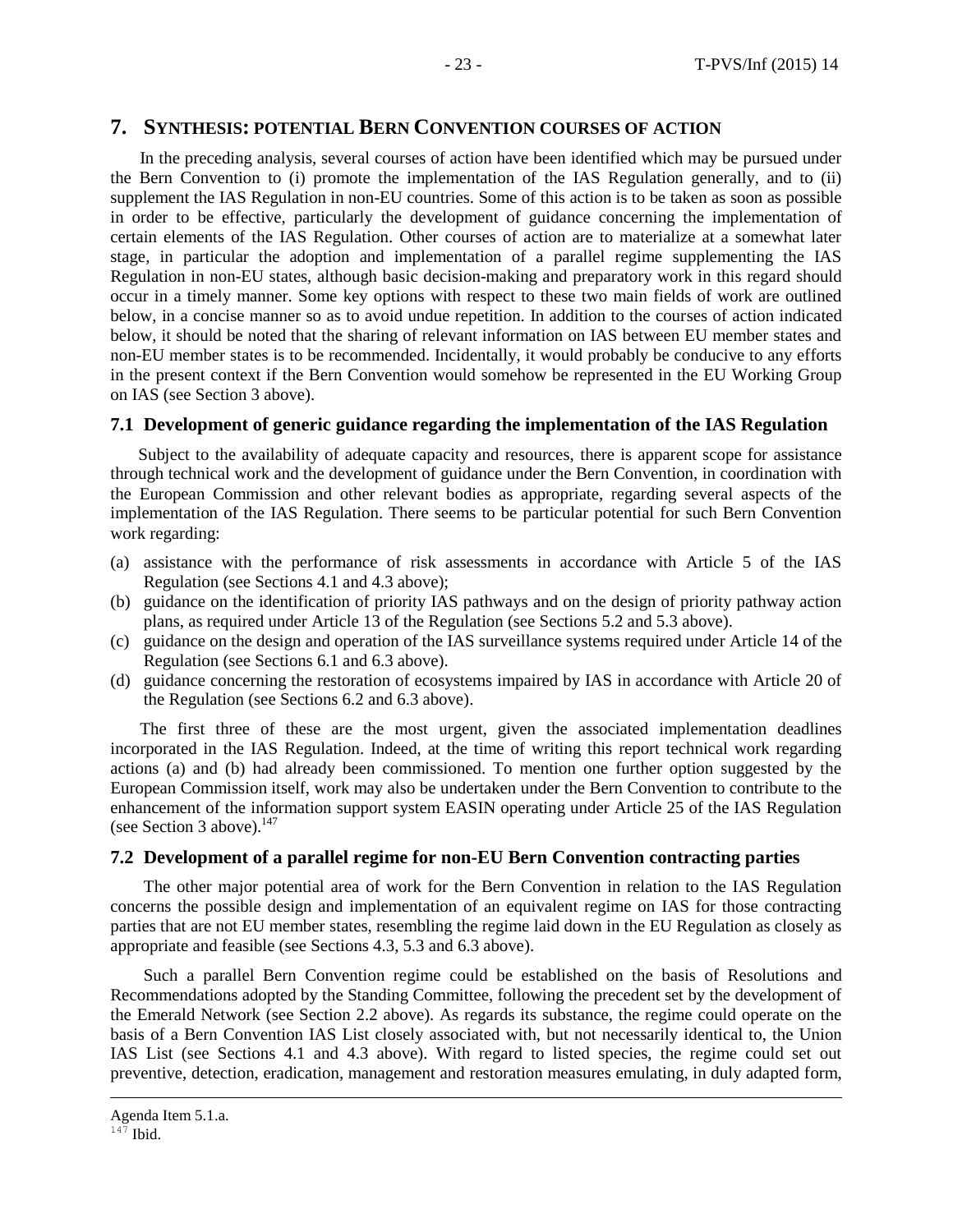## 7. SYNTHESIS: POTENTIAL BERN CONVENTION COURSES OF ACTION

In the preceding analysis, several courses of action have been identified which may be pursued under the Bern Convention to (i) promote the implementation of the IAS Regulation generally, and to (ii) supplement the IAS Regulation in non-EU countries. Some of this action is to be taken as soon as possible in order to be effective, particularly the development of guidance concerning the implementation of certain elements of the IAS Regulation. Other courses of action are to materialize at a somewhat later stage, in particular the adoption and implementation of a parallel regime supplementing the IAS Regulation in non-EU states, although basic decision-making and preparatory work in this regard should occur in a timely manner. Some key options with respect to these two main fields of work are outlined below, in a concise manner so as to avoid undue repetition. In addition to the courses of action indicated below, it should be noted that the sharing of relevant information on IAS between EU member states and non-EU member states is to be recommended. Incidentally, it would probably be conducive to any efforts in the present context if the Bern Convention would somehow be represented in the EU Working Group on IAS (see Section 3 above).

### 7.1 Development of generic guidance regarding the implementation of the IAS Regulation

Subject to the availability of adequate capacity and resources, there is apparent scope for assistance through technical work and the development of guidance under the Bern Convention, in coordination with the European Commission and other relevant bodies as appropriate, regarding several aspects of the implementation of the IAS Regulation. There seems to be particular potential for such Bern Convention work regarding:

(a) assistance with the performance of risk assessments in accordance with Article 5 of the IAS Regulation (see Sections 4.1 and 4.3 above);
(b) guidance on the identification of priority IAS pathways and on the design of priority pathway action plans, as required under Article 13 of the Regulation (see Sections 5.2 and 5.3 above).
(c) guidance on the design and operation of the IAS surveillance systems required under Article 14 of the Regulation (see Sections 6.1 and 6.3 above).
(d) guidance concerning the restoration of ecosystems impaired by IAS in accordance with Article 20 of the Regulation (see Sections 6.2 and 6.3 above).

The first three of these are the most urgent, given the associated implementation deadlines incorporated in the IAS Regulation. Indeed, at the time of writing this report technical work regarding actions (a) and (b) had already been commissioned. To mention one further option suggested by the European Commission itself, work may also be undertaken under the Bern Convention to contribute to the enhancement of the information support system EASIN operating under Article 25 of the IAS Regulation (see Section 3 above).[147]

### 7.2 Development of a parallel regime for non-EU Bern Convention contracting parties

The other major potential area of work for the Bern Convention in relation to the IAS Regulation concerns the possible design and implementation of an equivalent regime on IAS for those contracting parties that are not EU member states, resembling the regime laid down in the EU Regulation as closely as appropriate and feasible (see Sections 4.3, 5.3 and 6.3 above).

Such a parallel Bern Convention regime could be established on the basis of Resolutions and Recommendations adopted by the Standing Committee, following the precedent set by the development of the Emerald Network (see Section 2.2 above). As regards its substance, the regime could operate on the basis of a Bern Convention IAS List closely associated with, but not necessarily identical to, the Union IAS List (see Sections 4.1 and 4.3 above). With regard to listed species, the regime could set out preventive, detection, eradication, management and restoration measures emulating, in duly adapted form,

---

Agenda Item 5.1.a.

[147] Ibid.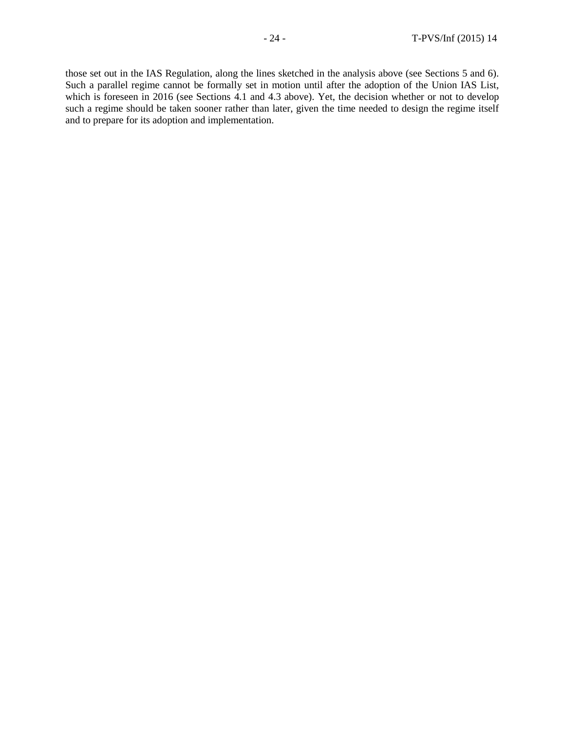those set out in the IAS Regulation, along the lines sketched in the analysis above (see Sections 5 and 6). Such a parallel regime cannot be formally set in motion until after the adoption of the Union IAS List, which is foreseen in 2016 (see Sections 4.1 and 4.3 above). Yet, the decision whether or not to develop such a regime should be taken sooner rather than later, given the time needed to design the regime itself and to prepare for its adoption and implementation.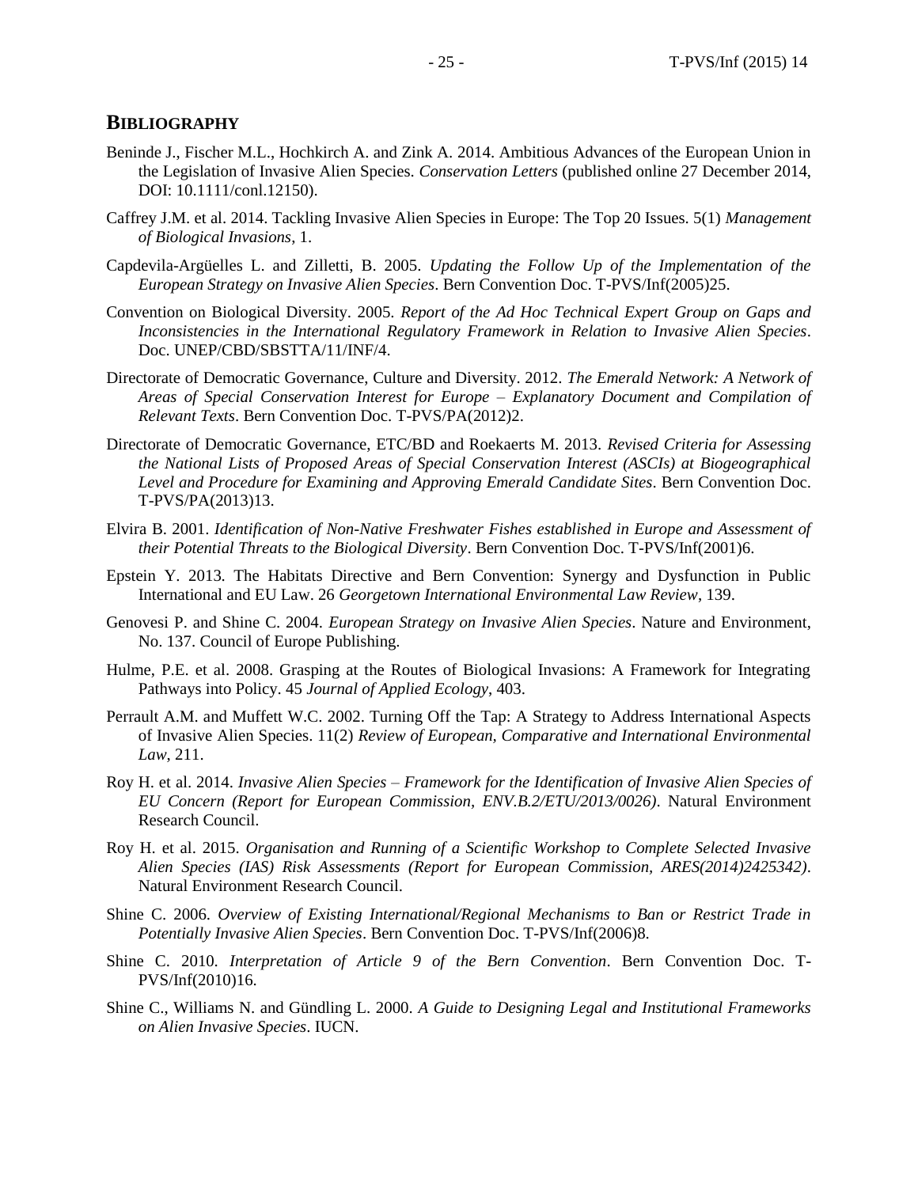## BIBLIOGRAPHY

Beninde J., Fischer M.L., Hochkirch A. and Zink A. 2014. Ambitious Advances of the European Union in the Legislation of Invasive Alien Species. *Conservation Letters* (published online 27 December 2014, DOI: 10.1111/conl.12150).

Caffrey J.M. et al. 2014. Tackling Invasive Alien Species in Europe: The Top 20 Issues. 5(1) *Management of Biological Invasions*, 1.

Capdevila-Argüelles L. and Zilletti, B. 2005. *Updating the Follow Up of the Implementation of the European Strategy on Invasive Alien Species*. Bern Convention Doc. T-PVS/Inf(2005)25.

Convention on Biological Diversity. 2005. *Report of the Ad Hoc Technical Expert Group on Gaps and Inconsistencies in the International Regulatory Framework in Relation to Invasive Alien Species*. Doc. UNEP/CBD/SBSTTA/11/INF/4.

Directorate of Democratic Governance, Culture and Diversity. 2012. *The Emerald Network: A Network of Areas of Special Conservation Interest for Europe – Explanatory Document and Compilation of Relevant Texts*. Bern Convention Doc. T-PVS/PA(2012)2.

Directorate of Democratic Governance, ETC/BD and Roekaerts M. 2013. *Revised Criteria for Assessing the National Lists of Proposed Areas of Special Conservation Interest (ASCIs) at Biogeographical Level and Procedure for Examining and Approving Emerald Candidate Sites*. Bern Convention Doc. T-PVS/PA(2013)13.

Elvira B. 2001. *Identification of Non-Native Freshwater Fishes established in Europe and Assessment of their Potential Threats to the Biological Diversity*. Bern Convention Doc. T-PVS/Inf(2001)6.

Epstein Y. 2013. The Habitats Directive and Bern Convention: Synergy and Dysfunction in Public International and EU Law. 26 *Georgetown International Environmental Law Review*, 139.

Genovesi P. and Shine C. 2004. *European Strategy on Invasive Alien Species*. Nature and Environment, No. 137. Council of Europe Publishing.

Hulme, P.E. et al. 2008. Grasping at the Routes of Biological Invasions: A Framework for Integrating Pathways into Policy. 45 *Journal of Applied Ecology*, 403.

Perrault A.M. and Muffett W.C. 2002. Turning Off the Tap: A Strategy to Address International Aspects of Invasive Alien Species. 11(2) *Review of European, Comparative and International Environmental Law*, 211.

Roy H. et al. 2014. *Invasive Alien Species – Framework for the Identification of Invasive Alien Species of EU Concern (Report for European Commission, ENV.B.2/ETU/2013/0026)*. Natural Environment Research Council.

Roy H. et al. 2015. *Organisation and Running of a Scientific Workshop to Complete Selected Invasive Alien Species (IAS) Risk Assessments (Report for European Commission, ARES(2014)2425342)*. Natural Environment Research Council.

Shine C. 2006. *Overview of Existing International/Regional Mechanisms to Ban or Restrict Trade in Potentially Invasive Alien Species*. Bern Convention Doc. T-PVS/Inf(2006)8.

Shine C. 2010. *Interpretation of Article 9 of the Bern Convention*. Bern Convention Doc. T-PVS/Inf(2010)16.

Shine C., Williams N. and Gündling L. 2000. *A Guide to Designing Legal and Institutional Frameworks on Alien Invasive Species*. IUCN.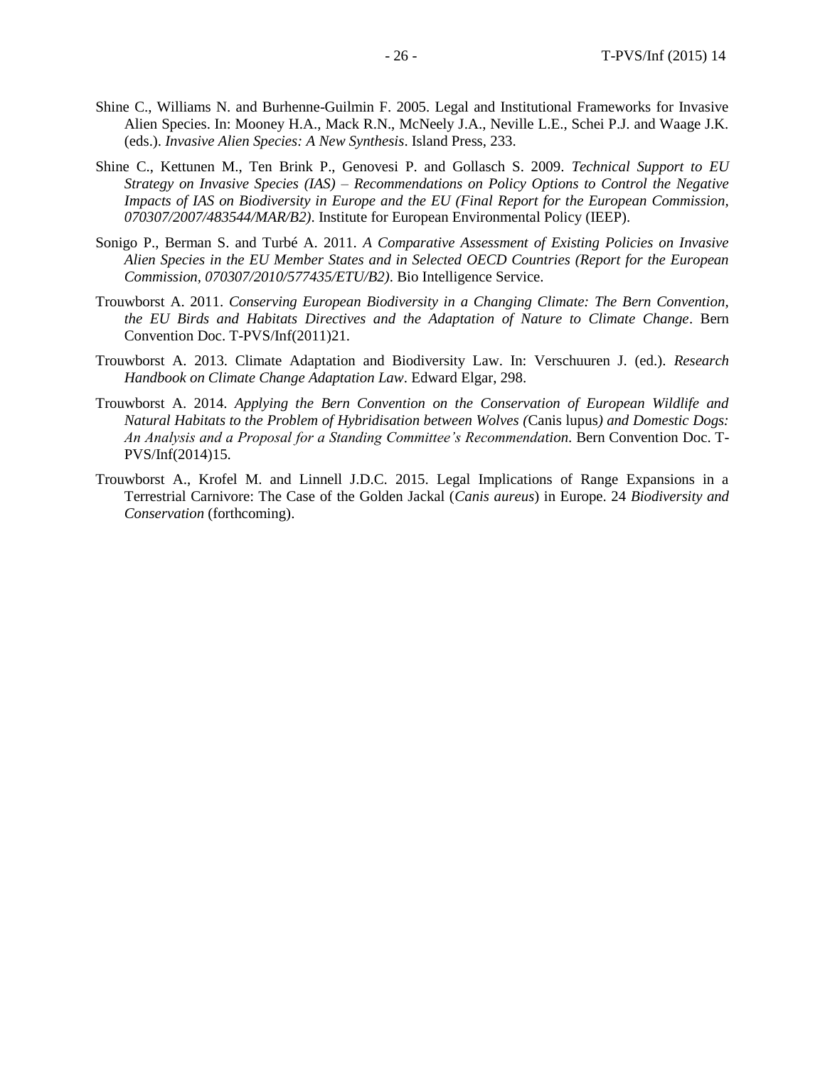Shine C., Williams N. and Burhenne-Guilmin F. 2005. Legal and Institutional Frameworks for Invasive Alien Species. In: Mooney H.A., Mack R.N., McNeely J.A., Neville L.E., Schei P.J. and Waage J.K. (eds.). *Invasive Alien Species: A New Synthesis*. Island Press, 233.

Shine C., Kettunen M., Ten Brink P., Genovesi P. and Gollasch S. 2009. *Technical Support to EU Strategy on Invasive Species (IAS) – Recommendations on Policy Options to Control the Negative Impacts of IAS on Biodiversity in Europe and the EU (Final Report for the European Commission, 070307/2007/483544/MAR/B2)*. Institute for European Environmental Policy (IEEP).

Sonigo P., Berman S. and Turbé A. 2011. *A Comparative Assessment of Existing Policies on Invasive Alien Species in the EU Member States and in Selected OECD Countries (Report for the European Commission, 070307/2010/577435/ETU/B2)*. Bio Intelligence Service.

Trouwborst A. 2011. *Conserving European Biodiversity in a Changing Climate: The Bern Convention, the EU Birds and Habitats Directives and the Adaptation of Nature to Climate Change*. Bern Convention Doc. T-PVS/Inf(2011)21.

Trouwborst A. 2013. Climate Adaptation and Biodiversity Law. In: Verschuuren J. (ed.). *Research Handbook on Climate Change Adaptation Law*. Edward Elgar, 298.

Trouwborst A. 2014. *Applying the Bern Convention on the Conservation of European Wildlife and Natural Habitats to the Problem of Hybridisation between Wolves (*Canis lupus*) and Domestic Dogs: An Analysis and a Proposal for a Standing Committee's Recommendation*. Bern Convention Doc. T-PVS/Inf(2014)15.

Trouwborst A., Krofel M. and Linnell J.D.C. 2015. Legal Implications of Range Expansions in a Terrestrial Carnivore: The Case of the Golden Jackal (*Canis aureus*) in Europe. 24 *Biodiversity and Conservation* (forthcoming).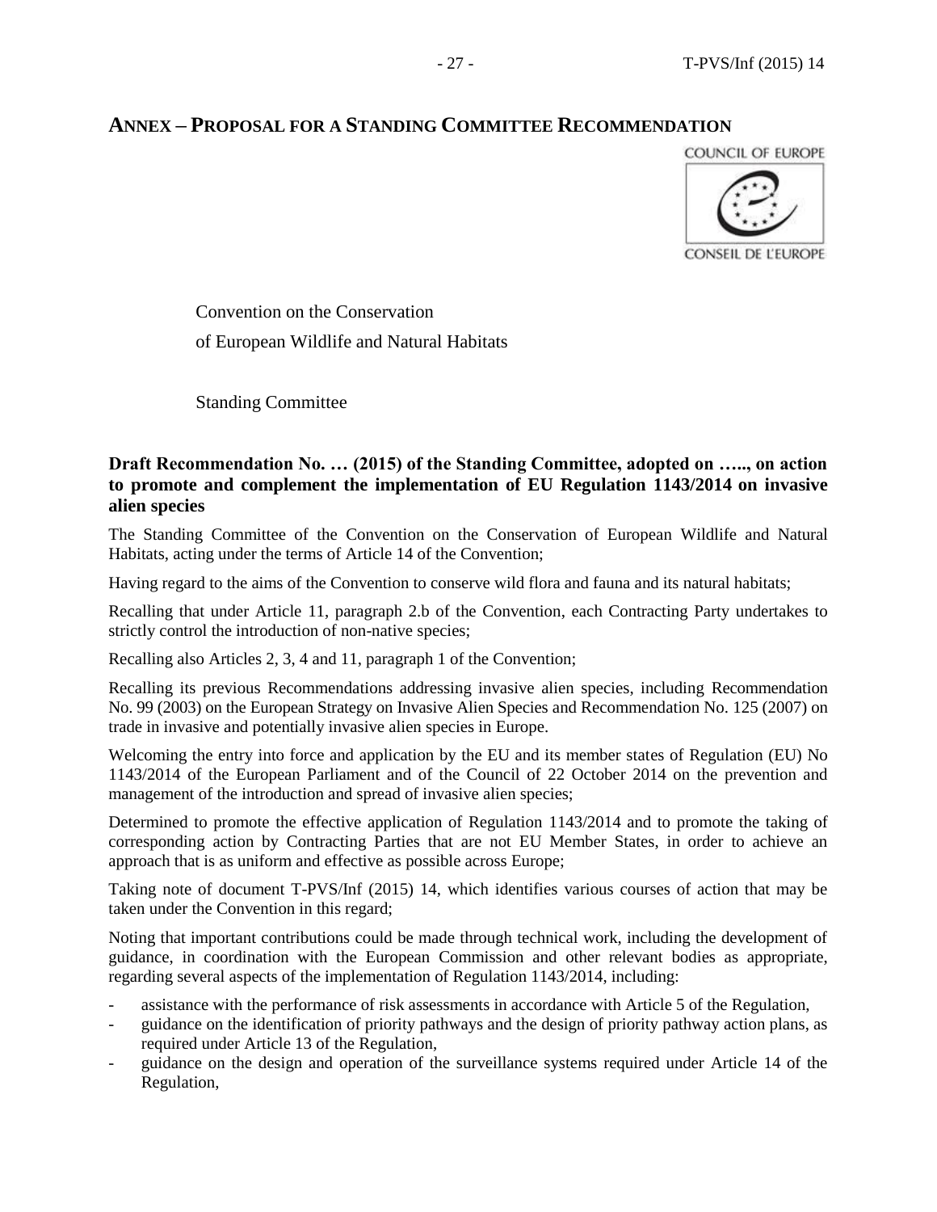## ANNEX – PROPOSAL FOR A STANDING COMMITTEE RECOMMENDATION

COUNCIL OF EUROPE

CONSEIL DE L'EUROPE

Convention on the Conservation

of European Wildlife and Natural Habitats

Standing Committee

**Draft Recommendation No. … (2015) of the Standing Committee, adopted on ….., on action to promote and complement the implementation of EU Regulation 1143/2014 on invasive alien species**

The Standing Committee of the Convention on the Conservation of European Wildlife and Natural Habitats, acting under the terms of Article 14 of the Convention;

Having regard to the aims of the Convention to conserve wild flora and fauna and its natural habitats;

Recalling that under Article 11, paragraph 2.b of the Convention, each Contracting Party undertakes to strictly control the introduction of non-native species;

Recalling also Articles 2, 3, 4 and 11, paragraph 1 of the Convention;

Recalling its previous Recommendations addressing invasive alien species, including Recommendation No. 99 (2003) on the European Strategy on Invasive Alien Species and Recommendation No. 125 (2007) on trade in invasive and potentially invasive alien species in Europe.

Welcoming the entry into force and application by the EU and its member states of Regulation (EU) No 1143/2014 of the European Parliament and of the Council of 22 October 2014 on the prevention and management of the introduction and spread of invasive alien species;

Determined to promote the effective application of Regulation 1143/2014 and to promote the taking of corresponding action by Contracting Parties that are not EU Member States, in order to achieve an approach that is as uniform and effective as possible across Europe;

Taking note of document T-PVS/Inf (2015) 14, which identifies various courses of action that may be taken under the Convention in this regard;

Noting that important contributions could be made through technical work, including the development of guidance, in coordination with the European Commission and other relevant bodies as appropriate, regarding several aspects of the implementation of Regulation 1143/2014, including:

- assistance with the performance of risk assessments in accordance with Article 5 of the Regulation,
- guidance on the identification of priority pathways and the design of priority pathway action plans, as required under Article 13 of the Regulation,
- guidance on the design and operation of the surveillance systems required under Article 14 of the Regulation,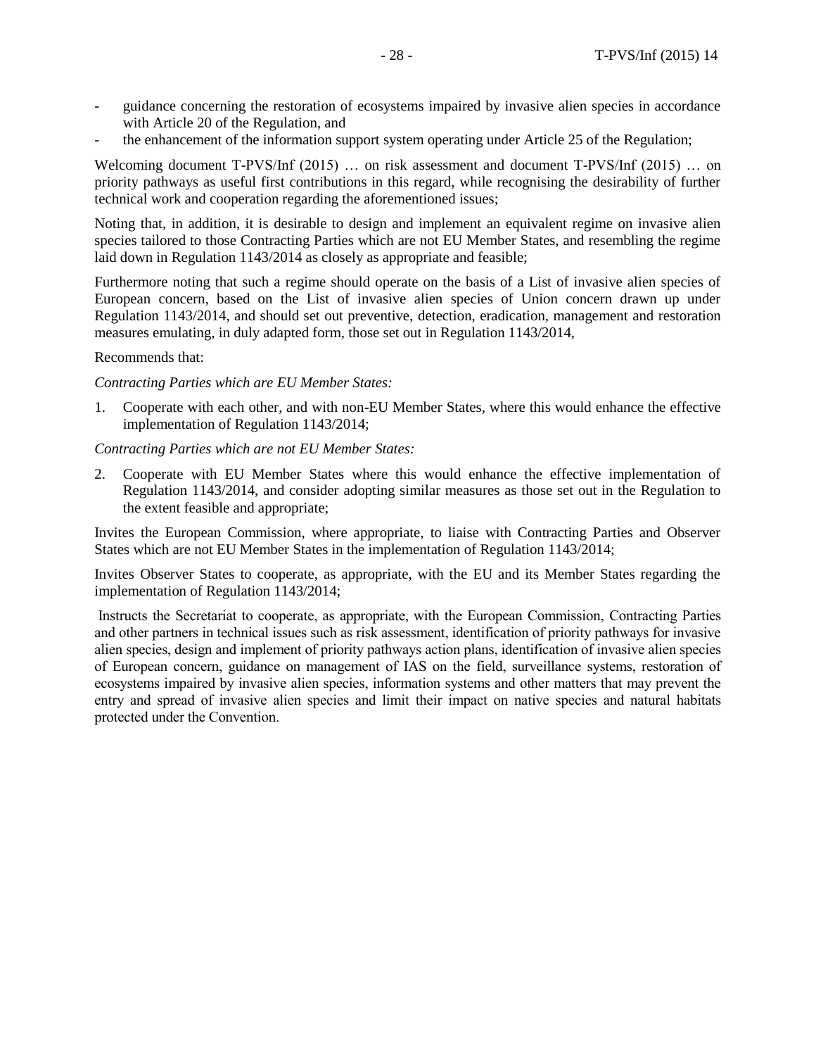- guidance concerning the restoration of ecosystems impaired by invasive alien species in accordance with Article 20 of the Regulation, and
- the enhancement of the information support system operating under Article 25 of the Regulation;

Welcoming document T-PVS/Inf (2015) … on risk assessment and document T-PVS/Inf (2015) … on priority pathways as useful first contributions in this regard, while recognising the desirability of further technical work and cooperation regarding the aforementioned issues;

Noting that, in addition, it is desirable to design and implement an equivalent regime on invasive alien species tailored to those Contracting Parties which are not EU Member States, and resembling the regime laid down in Regulation 1143/2014 as closely as appropriate and feasible;

Furthermore noting that such a regime should operate on the basis of a List of invasive alien species of European concern, based on the List of invasive alien species of Union concern drawn up under Regulation 1143/2014, and should set out preventive, detection, eradication, management and restoration measures emulating, in duly adapted form, those set out in Regulation 1143/2014,

Recommends that:

*Contracting Parties which are EU Member States:*

1. Cooperate with each other, and with non-EU Member States, where this would enhance the effective implementation of Regulation 1143/2014;

*Contracting Parties which are not EU Member States:*

2. Cooperate with EU Member States where this would enhance the effective implementation of Regulation 1143/2014, and consider adopting similar measures as those set out in the Regulation to the extent feasible and appropriate;

Invites the European Commission, where appropriate, to liaise with Contracting Parties and Observer States which are not EU Member States in the implementation of Regulation 1143/2014;

Invites Observer States to cooperate, as appropriate, with the EU and its Member States regarding the implementation of Regulation 1143/2014;

Instructs the Secretariat to cooperate, as appropriate, with the European Commission, Contracting Parties and other partners in technical issues such as risk assessment, identification of priority pathways for invasive alien species, design and implement of priority pathways action plans, identification of invasive alien species of European concern, guidance on management of IAS on the field, surveillance systems, restoration of ecosystems impaired by invasive alien species, information systems and other matters that may prevent the entry and spread of invasive alien species and limit their impact on native species and natural habitats protected under the Convention.